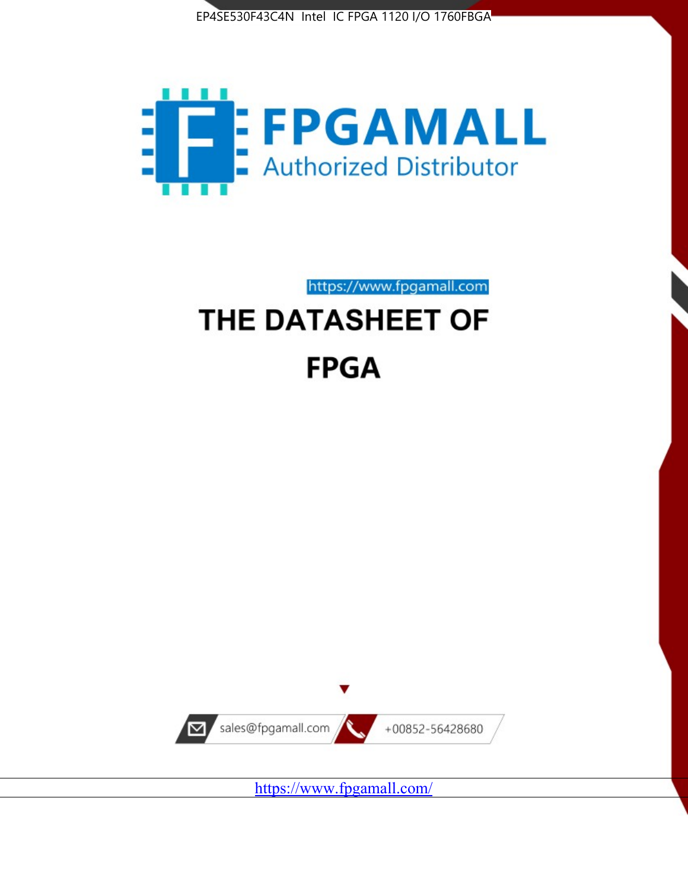EP4SE530F43C4N Intel IC FPGA 1120 I/O 1760FBGA

# FPGAMALL

Authorized Distributor

https://www.fpgamall.com

# THE DATASHEET OF

# FPGA

sales@fpgamall.com

+00852-56428680

https://www.fpgamall.com/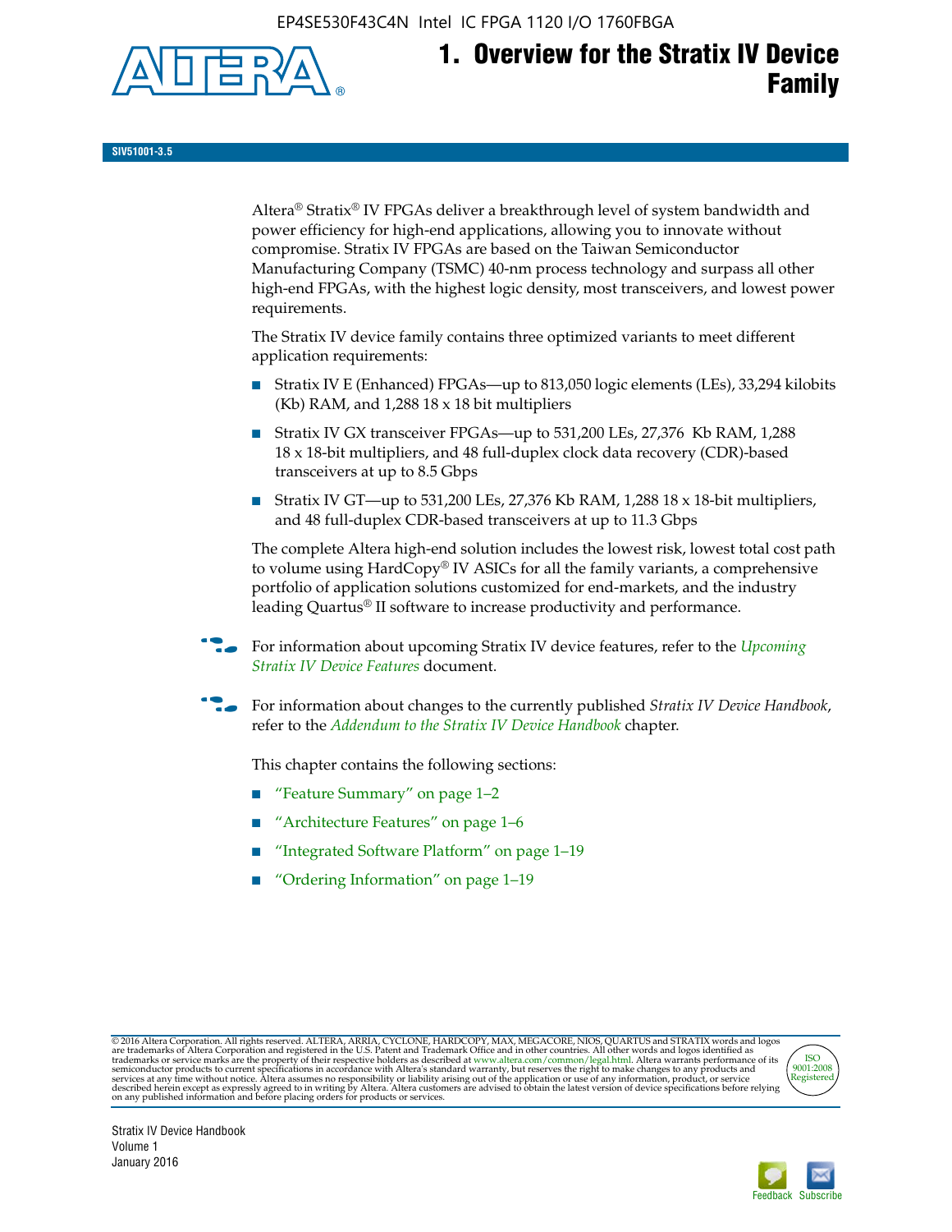# 1. Overview for the Stratix IV Device Family

SIV51001-3.5

Altera® Stratix® IV FPGAs deliver a breakthrough level of system bandwidth and power efficiency for high-end applications, allowing you to innovate without compromise. Stratix IV FPGAs are based on the Taiwan Semiconductor Manufacturing Company (TSMC) 40-nm process technology and surpass all other high-end FPGAs, with the highest logic density, most transceivers, and lowest power requirements.

The Stratix IV device family contains three optimized variants to meet different application requirements:

- Stratix IV E (Enhanced) FPGAs—up to 813,050 logic elements (LEs), 33,294 kilobits (Kb) RAM, and 1,288 18 x 18 bit multipliers
- Stratix IV GX transceiver FPGAs—up to 531,200 LEs, 27,376 Kb RAM, 1,288 18 x 18-bit multipliers, and 48 full-duplex clock data recovery (CDR)-based transceivers at up to 8.5 Gbps
- Stratix IV GT—up to 531,200 LEs, 27,376 Kb RAM, 1,288 18 x 18-bit multipliers, and 48 full-duplex CDR-based transceivers at up to 11.3 Gbps

The complete Altera high-end solution includes the lowest risk, lowest total cost path to volume using HardCopy® IV ASICs for all the family variants, a comprehensive portfolio of application solutions customized for end-markets, and the industry leading Quartus® II software to increase productivity and performance.

For information about upcoming Stratix IV device features, refer to the *Upcoming Stratix IV Device Features* document.

For information about changes to the currently published *Stratix IV Device Handbook*, refer to the *Addendum to the Stratix IV Device Handbook* chapter.

This chapter contains the following sections:

- "Feature Summary" on page 1–2
- "Architecture Features" on page 1–6
- "Integrated Software Platform" on page 1–19
- "Ordering Information" on page 1–19

© 2016 Altera Corporation. All rights reserved. ALTERA, ARRIA, CYCLONE, HARDCOPY, MAX, MEGACORE, NIOS, QUARTUS and STRATIX words and logos are trademarks of Altera Corporation and registered in the U.S. Patent and Trademark Office and in other countries. All other words and logos identified as trademarks or service marks are the property of their respective holders as described at www.altera.com/common/legal.html. Altera warrants performance of its semiconductor products to current specifications in accordance with Altera's standard warranty, but reserves the right to make changes to any products and services at any time without notice. Altera assumes no responsibility or liability arising out of the application or use of any information, product, or service described herein except as expressly agreed to in writing by Altera. Altera customers are advised to obtain the latest version of device specifications before relying on any published information and before placing orders for products or services.

Stratix IV Device Handbook
Volume 1
January 2016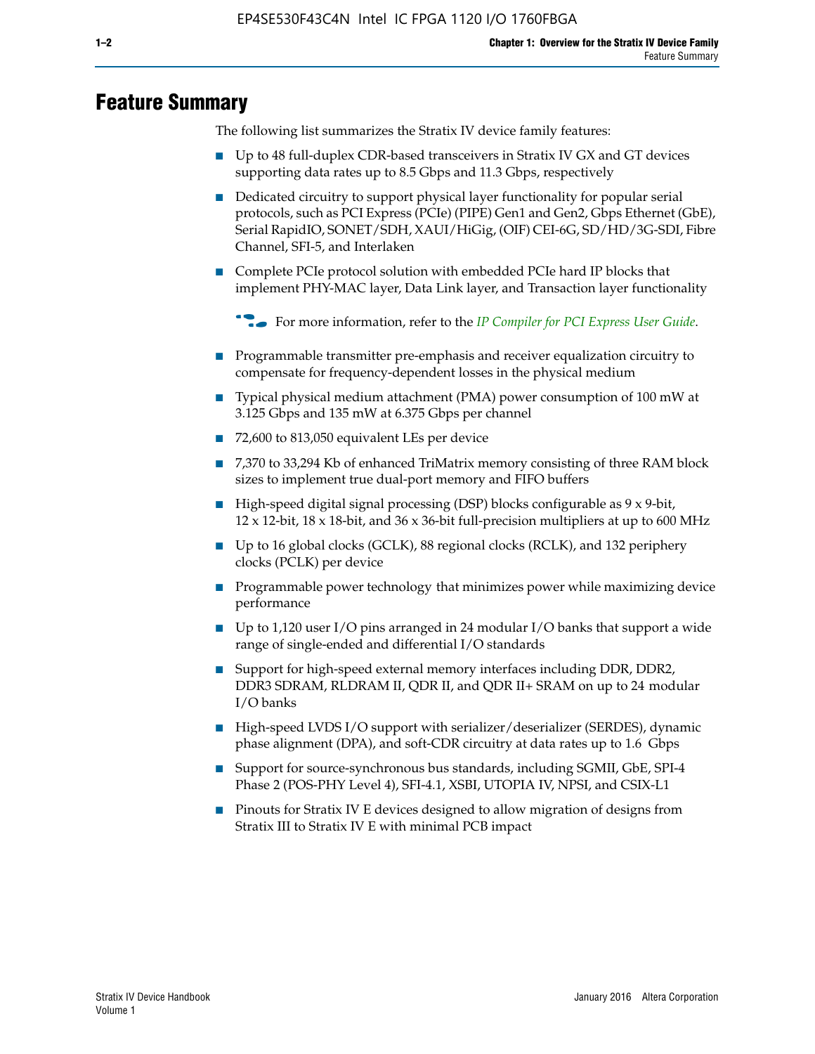# Feature Summary

The following list summarizes the Stratix IV device family features:

- Up to 48 full-duplex CDR-based transceivers in Stratix IV GX and GT devices supporting data rates up to 8.5 Gbps and 11.3 Gbps, respectively
- Dedicated circuitry to support physical layer functionality for popular serial protocols, such as PCI Express (PCIe) (PIPE) Gen1 and Gen2, Gbps Ethernet (GbE), Serial RapidIO, SONET/SDH, XAUI/HiGig, (OIF) CEI-6G, SD/HD/3G-SDI, Fibre Channel, SFI-5, and Interlaken
- Complete PCIe protocol solution with embedded PCIe hard IP blocks that implement PHY-MAC layer, Data Link layer, and Transaction layer functionality

  For more information, refer to the *IP Compiler for PCI Express User Guide*.

- Programmable transmitter pre-emphasis and receiver equalization circuitry to compensate for frequency-dependent losses in the physical medium
- Typical physical medium attachment (PMA) power consumption of 100 mW at 3.125 Gbps and 135 mW at 6.375 Gbps per channel
- 72,600 to 813,050 equivalent LEs per device
- 7,370 to 33,294 Kb of enhanced TriMatrix memory consisting of three RAM block sizes to implement true dual-port memory and FIFO buffers
- High-speed digital signal processing (DSP) blocks configurable as 9 x 9-bit, 12 x 12-bit, 18 x 18-bit, and 36 x 36-bit full-precision multipliers at up to 600 MHz
- Up to 16 global clocks (GCLK), 88 regional clocks (RCLK), and 132 periphery clocks (PCLK) per device
- Programmable power technology that minimizes power while maximizing device performance
- Up to 1,120 user I/O pins arranged in 24 modular I/O banks that support a wide range of single-ended and differential I/O standards
- Support for high-speed external memory interfaces including DDR, DDR2, DDR3 SDRAM, RLDRAM II, QDR II, and QDR II+ SRAM on up to 24 modular I/O banks
- High-speed LVDS I/O support with serializer/deserializer (SERDES), dynamic phase alignment (DPA), and soft-CDR circuitry at data rates up to 1.6 Gbps
- Support for source-synchronous bus standards, including SGMII, GbE, SPI-4 Phase 2 (POS-PHY Level 4), SFI-4.1, XSBI, UTOPIA IV, NPSI, and CSIX-L1
- Pinouts for Stratix IV E devices designed to allow migration of designs from Stratix III to Stratix IV E with minimal PCB impact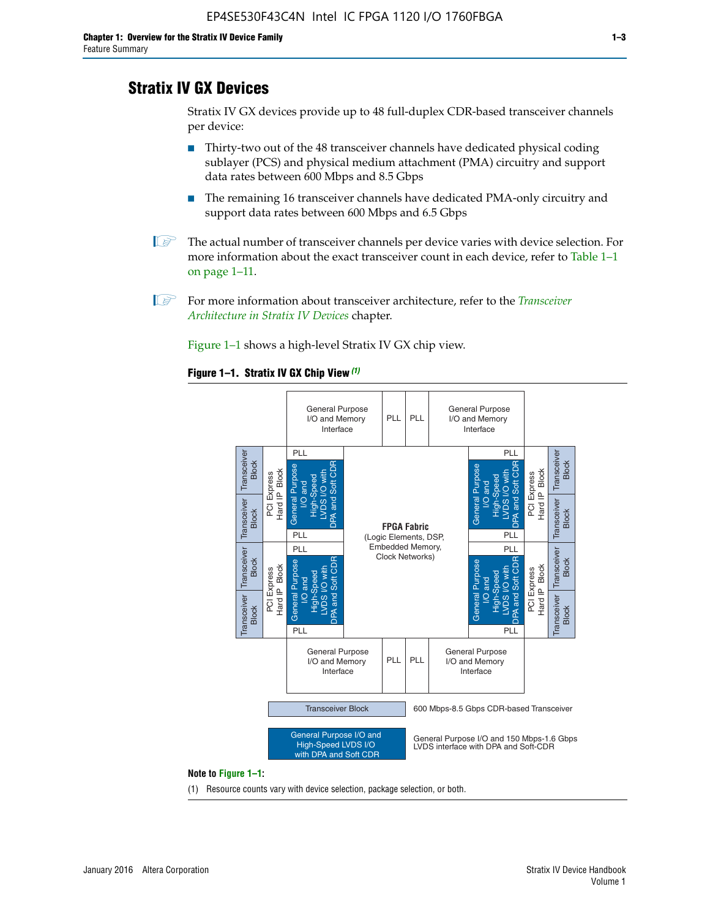## Stratix IV GX Devices

Stratix IV GX devices provide up to 48 full-duplex CDR-based transceiver channels per device:

- Thirty-two out of the 48 transceiver channels have dedicated physical coding sublayer (PCS) and physical medium attachment (PMA) circuitry and support data rates between 600 Mbps and 8.5 Gbps
- The remaining 16 transceiver channels have dedicated PMA-only circuitry and support data rates between 600 Mbps and 6.5 Gbps

The actual number of transceiver channels per device varies with device selection. For more information about the exact transceiver count in each device, refer to Table 1–1 on page 1–11.

For more information about transceiver architecture, refer to the *Transceiver Architecture in Stratix IV Devices* chapter.

Figure 1–1 shows a high-level Stratix IV GX chip view.

**Figure 1–1. Stratix IV GX Chip View** *(1)*

| | | General Purpose I/O and Memory Interface | PLL | PLL | General Purpose I/O and Memory Interface | | |
|---|---|---|---|---|---|---|---|
| Transceiver Block / Transceiver Block | PCI Express Hard IP Block | PLL / General Purpose I/O and High-Speed LVDS I/O with DPA and Soft CDR / PLL | FPGA Fabric (Logic Elements, DSP, Embedded Memory, Clock Networks) | | PLL / General Purpose I/O and High-Speed LVDS I/O with DPA and Soft CDR / PLL | PCI Express Hard IP Block | Transceiver Block / Transceiver Block |
| Transceiver Block / Transceiver Block | PCI Express Hard IP Block | PLL / General Purpose I/O and High-Speed LVDS I/O with DPA and Soft CDR / PLL | | | PLL / General Purpose I/O and High-Speed LVDS I/O with DPA and Soft CDR / PLL | PCI Express Hard IP Block | Transceiver Block / Transceiver Block |
| | | General Purpose I/O and Memory Interface | PLL | PLL | General Purpose I/O and Memory Interface | | |

Legend:

- Transceiver Block: 600 Mbps-8.5 Gbps CDR-based Transceiver
- General Purpose I/O and High-Speed LVDS I/O with DPA and Soft CDR: General Purpose I/O and 150 Mbps-1.6 Gbps LVDS interface with DPA and Soft-CDR

**Note to Figure 1–1:**

(1) Resource counts vary with device selection, package selection, or both.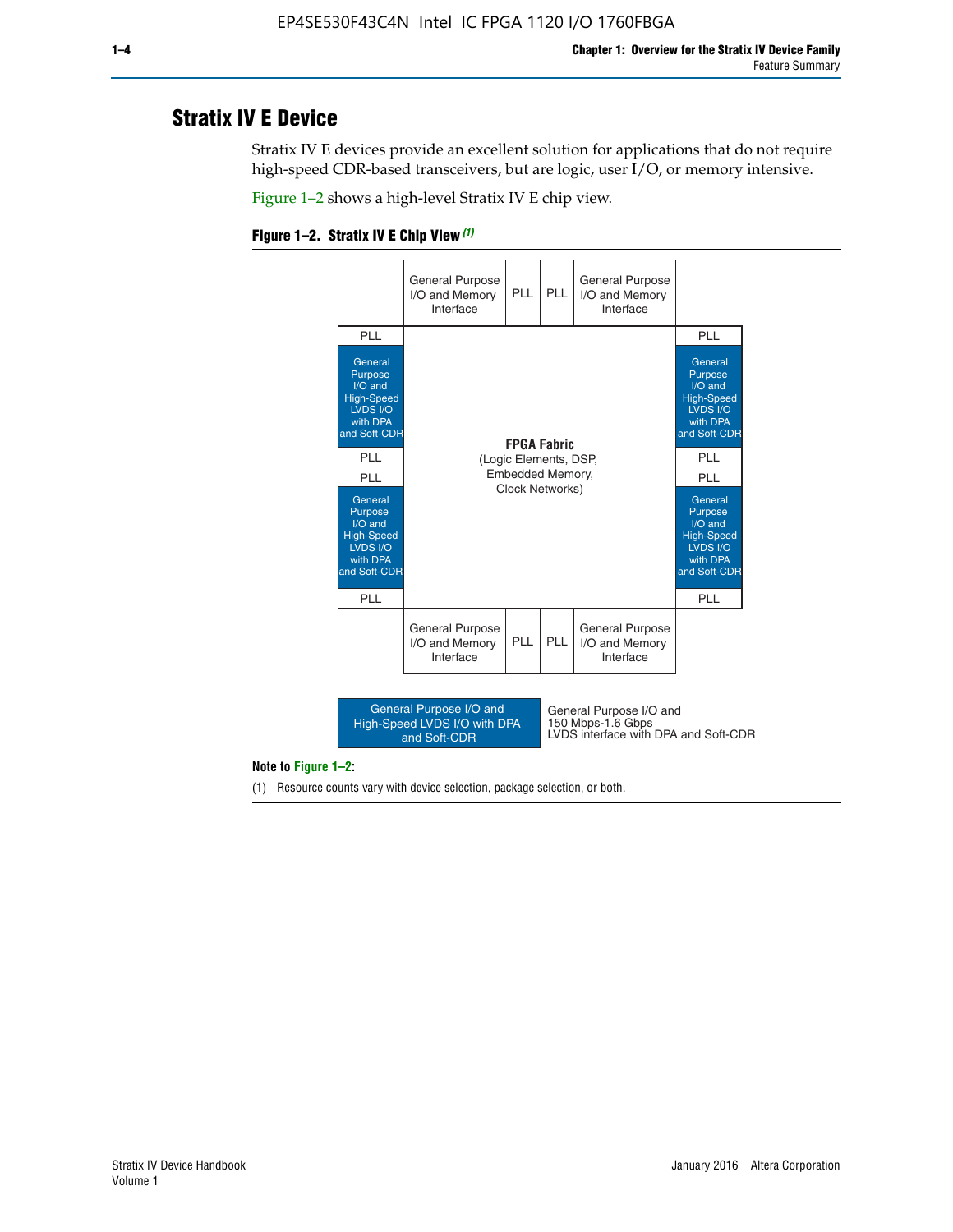# Stratix IV E Device

Stratix IV E devices provide an excellent solution for applications that do not require high-speed CDR-based transceivers, but are logic, user I/O, or memory intensive.

Figure 1–2 shows a high-level Stratix IV E chip view.

**Figure 1–2. Stratix IV E Chip View** *(1)*

General Purpose I/O and Memory Interface | PLL | PLL | General Purpose I/O and Memory Interface

PLL | General Purpose I/O and High-Speed LVDS I/O with DPA and Soft-CDR | PLL | PLL | General Purpose I/O and High-Speed LVDS I/O with DPA and Soft-CDR | PLL

**FPGA Fabric**
(Logic Elements, DSP, Embedded Memory, Clock Networks)

PLL | General Purpose I/O and High-Speed LVDS I/O with DPA and Soft-CDR | PLL | PLL | General Purpose I/O and High-Speed LVDS I/O with DPA and Soft-CDR | PLL

General Purpose I/O and Memory Interface | PLL | PLL | General Purpose I/O and Memory Interface

General Purpose I/O and High-Speed LVDS I/O with DPA and Soft-CDR — General Purpose I/O and 150 Mbps-1.6 Gbps LVDS interface with DPA and Soft-CDR

**Note to Figure 1–2:**

(1) Resource counts vary with device selection, package selection, or both.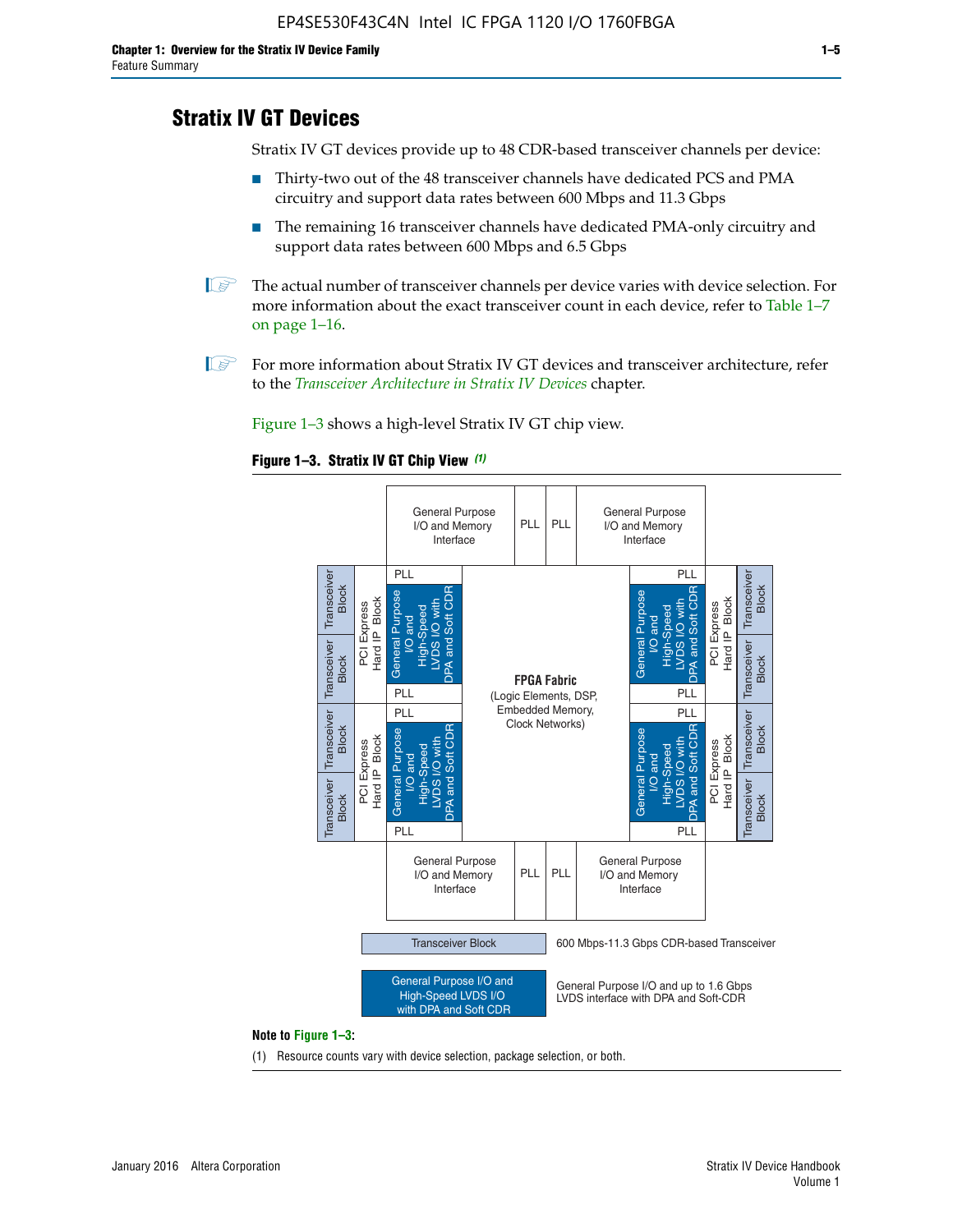## Stratix IV GT Devices

Stratix IV GT devices provide up to 48 CDR-based transceiver channels per device:

- Thirty-two out of the 48 transceiver channels have dedicated PCS and PMA circuitry and support data rates between 600 Mbps and 11.3 Gbps
- The remaining 16 transceiver channels have dedicated PMA-only circuitry and support data rates between 600 Mbps and 6.5 Gbps

The actual number of transceiver channels per device varies with device selection. For more information about the exact transceiver count in each device, refer to Table 1–7 on page 1–16.

For more information about Stratix IV GT devices and transceiver architecture, refer to the *Transceiver Architecture in Stratix IV Devices* chapter.

Figure 1–3 shows a high-level Stratix IV GT chip view.

**Figure 1–3. Stratix IV GT Chip View** *(1)*

General Purpose I/O and Memory Interface | PLL | PLL | General Purpose I/O and Memory Interface

Transceiver Block | Transceiver Block | PCI Express Hard IP Block | PLL | General Purpose I/O and High-Speed LVDS I/O with DPA and Soft CDR | PLL

Transceiver Block | Transceiver Block | PCI Express Hard IP Block | PLL | General Purpose I/O and High-Speed LVDS I/O with DPA and Soft CDR | PLL

**FPGA Fabric** (Logic Elements, DSP, Embedded Memory, Clock Networks)

PLL | General Purpose I/O and High-Speed LVDS I/O with DPA and Soft CDR | PLL | PCI Express Hard IP Block | Transceiver Block | Transceiver Block

PLL | General Purpose I/O and High-Speed LVDS I/O with DPA and Soft CDR | PLL | PCI Express Hard IP Block | Transceiver Block | Transceiver Block

General Purpose I/O and Memory Interface | PLL | PLL | General Purpose I/O and Memory Interface

Transceiver Block — 600 Mbps-11.3 Gbps CDR-based Transceiver

General Purpose I/O and High-Speed LVDS I/O with DPA and Soft CDR — General Purpose I/O and up to 1.6 Gbps LVDS interface with DPA and Soft-CDR

**Note to Figure 1–3:**

(1) Resource counts vary with device selection, package selection, or both.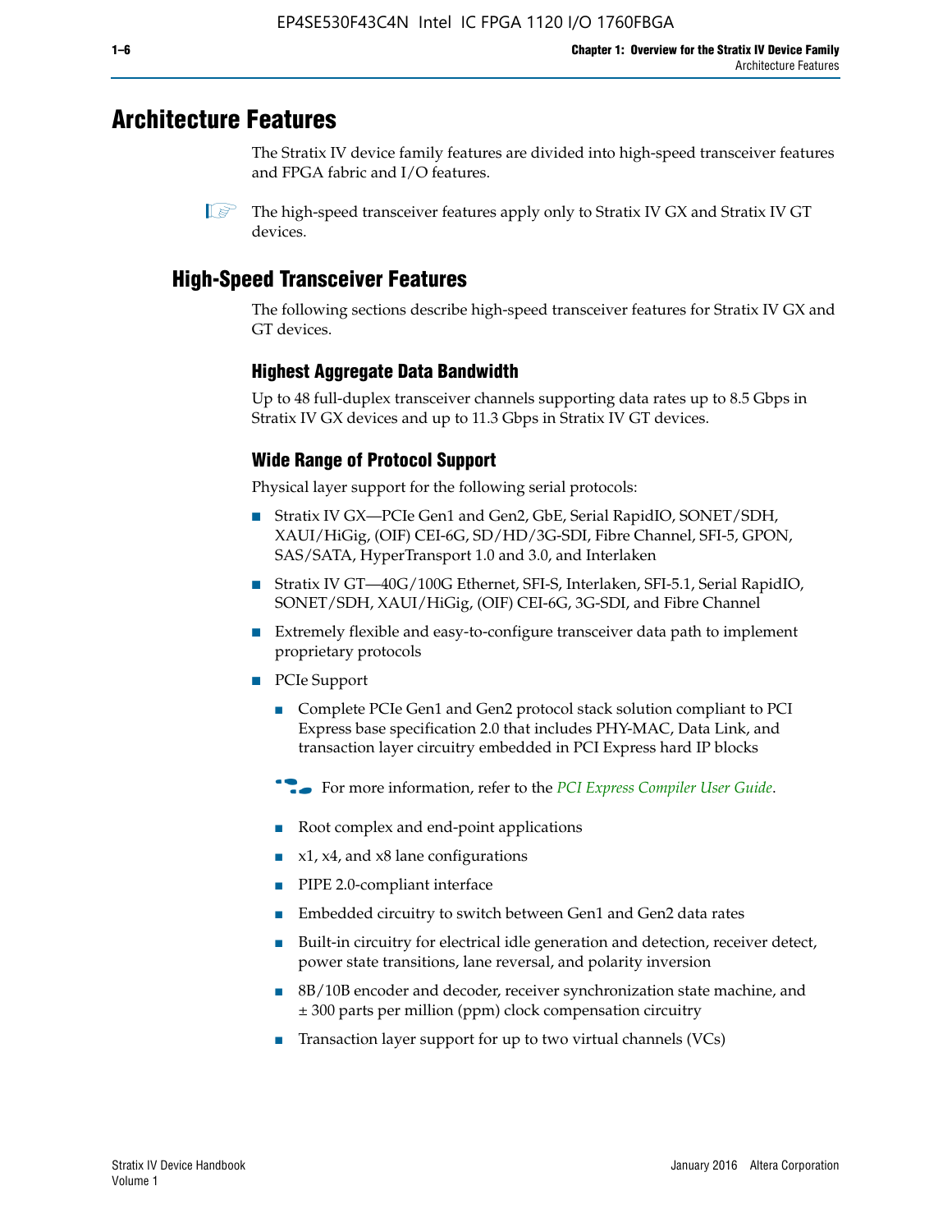# Architecture Features

The Stratix IV device family features are divided into high-speed transceiver features and FPGA fabric and I/O features.

The high-speed transceiver features apply only to Stratix IV GX and Stratix IV GT devices.

## High-Speed Transceiver Features

The following sections describe high-speed transceiver features for Stratix IV GX and GT devices.

### Highest Aggregate Data Bandwidth

Up to 48 full-duplex transceiver channels supporting data rates up to 8.5 Gbps in Stratix IV GX devices and up to 11.3 Gbps in Stratix IV GT devices.

### Wide Range of Protocol Support

Physical layer support for the following serial protocols:

- Stratix IV GX—PCIe Gen1 and Gen2, GbE, Serial RapidIO, SONET/SDH, XAUI/HiGig, (OIF) CEI-6G, SD/HD/3G-SDI, Fibre Channel, SFI-5, GPON, SAS/SATA, HyperTransport 1.0 and 3.0, and Interlaken
- Stratix IV GT—40G/100G Ethernet, SFI-S, Interlaken, SFI-5.1, Serial RapidIO, SONET/SDH, XAUI/HiGig, (OIF) CEI-6G, 3G-SDI, and Fibre Channel
- Extremely flexible and easy-to-configure transceiver data path to implement proprietary protocols
- PCIe Support
  - Complete PCIe Gen1 and Gen2 protocol stack solution compliant to PCI Express base specification 2.0 that includes PHY-MAC, Data Link, and transaction layer circuitry embedded in PCI Express hard IP blocks

  For more information, refer to the *PCI Express Compiler User Guide*.

  - Root complex and end-point applications
  - x1, x4, and x8 lane configurations
  - PIPE 2.0-compliant interface
  - Embedded circuitry to switch between Gen1 and Gen2 data rates
  - Built-in circuitry for electrical idle generation and detection, receiver detect, power state transitions, lane reversal, and polarity inversion
  - 8B/10B encoder and decoder, receiver synchronization state machine, and ± 300 parts per million (ppm) clock compensation circuitry
  - Transaction layer support for up to two virtual channels (VCs)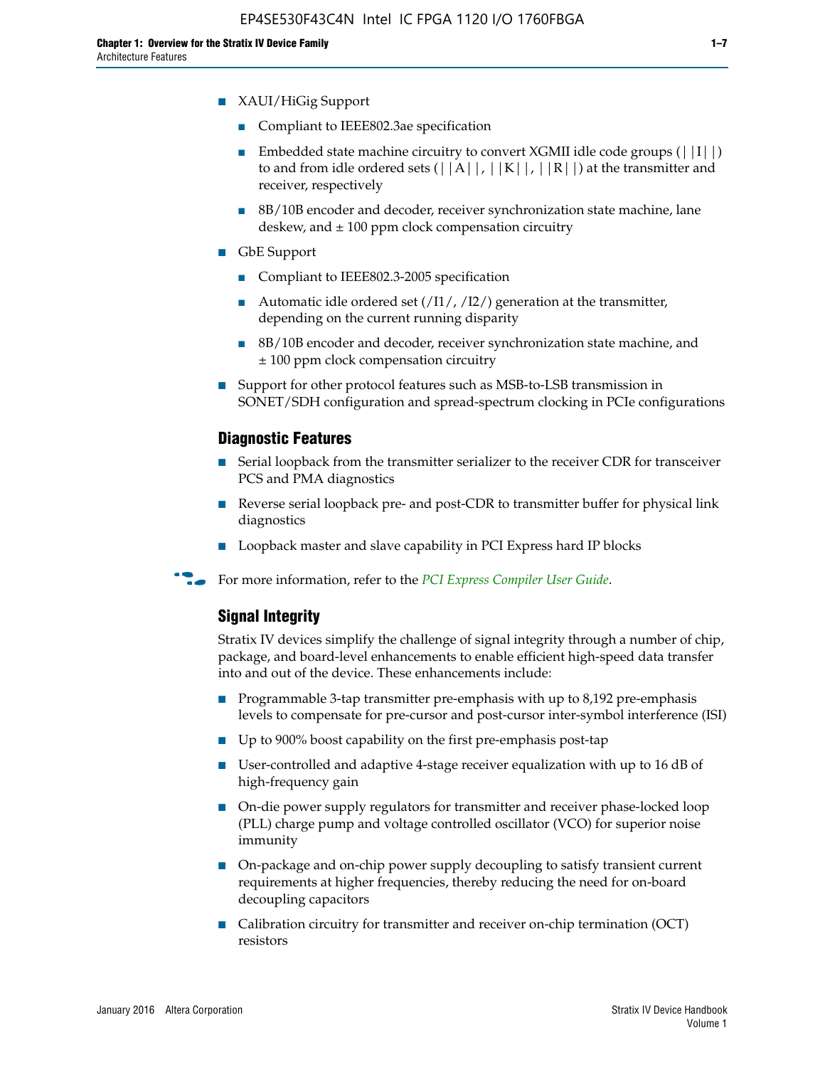- XAUI/HiGig Support
  - Compliant to IEEE802.3ae specification
  - Embedded state machine circuitry to convert XGMII idle code groups (||I||) to and from idle ordered sets (||A||, ||K||, ||R||) at the transmitter and receiver, respectively
  - 8B/10B encoder and decoder, receiver synchronization state machine, lane deskew, and ± 100 ppm clock compensation circuitry
- GbE Support
  - Compliant to IEEE802.3-2005 specification
  - Automatic idle ordered set (/I1/, /I2/) generation at the transmitter, depending on the current running disparity
  - 8B/10B encoder and decoder, receiver synchronization state machine, and ± 100 ppm clock compensation circuitry
- Support for other protocol features such as MSB-to-LSB transmission in SONET/SDH configuration and spread-spectrum clocking in PCIe configurations

### Diagnostic Features

- Serial loopback from the transmitter serializer to the receiver CDR for transceiver PCS and PMA diagnostics
- Reverse serial loopback pre- and post-CDR to transmitter buffer for physical link diagnostics
- Loopback master and slave capability in PCI Express hard IP blocks

For more information, refer to the *PCI Express Compiler User Guide*.

### Signal Integrity

Stratix IV devices simplify the challenge of signal integrity through a number of chip, package, and board-level enhancements to enable efficient high-speed data transfer into and out of the device. These enhancements include:

- Programmable 3-tap transmitter pre-emphasis with up to 8,192 pre-emphasis levels to compensate for pre-cursor and post-cursor inter-symbol interference (ISI)
- Up to 900% boost capability on the first pre-emphasis post-tap
- User-controlled and adaptive 4-stage receiver equalization with up to 16 dB of high-frequency gain
- On-die power supply regulators for transmitter and receiver phase-locked loop (PLL) charge pump and voltage controlled oscillator (VCO) for superior noise immunity
- On-package and on-chip power supply decoupling to satisfy transient current requirements at higher frequencies, thereby reducing the need for on-board decoupling capacitors
- Calibration circuitry for transmitter and receiver on-chip termination (OCT) resistors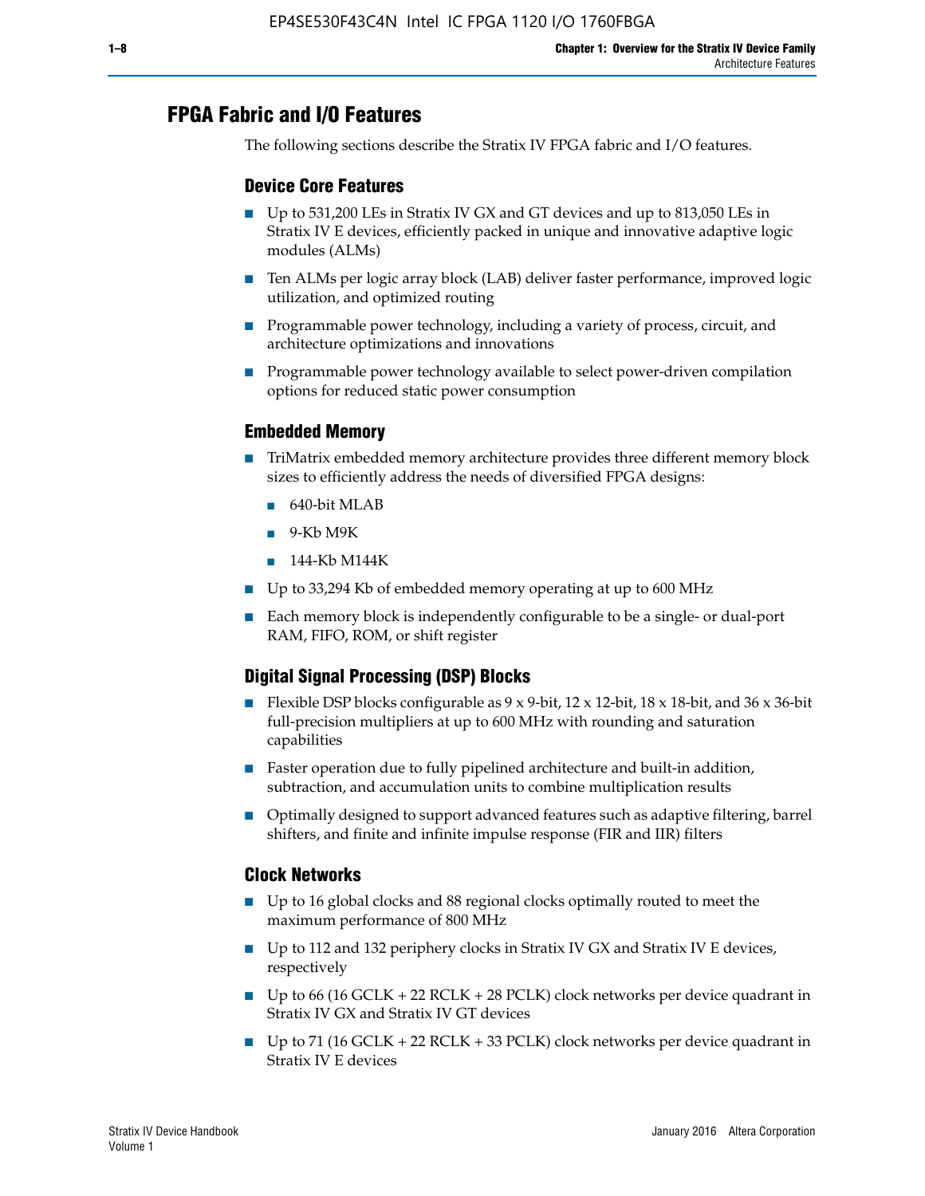## FPGA Fabric and I/O Features

The following sections describe the Stratix IV FPGA fabric and I/O features.

### Device Core Features

- Up to 531,200 LEs in Stratix IV GX and GT devices and up to 813,050 LEs in Stratix IV E devices, efficiently packed in unique and innovative adaptive logic modules (ALMs)
- Ten ALMs per logic array block (LAB) deliver faster performance, improved logic utilization, and optimized routing
- Programmable power technology, including a variety of process, circuit, and architecture optimizations and innovations
- Programmable power technology available to select power-driven compilation options for reduced static power consumption

### Embedded Memory

- TriMatrix embedded memory architecture provides three different memory block sizes to efficiently address the needs of diversified FPGA designs:
  - 640-bit MLAB
  - 9-Kb M9K
  - 144-Kb M144K
- Up to 33,294 Kb of embedded memory operating at up to 600 MHz
- Each memory block is independently configurable to be a single- or dual-port RAM, FIFO, ROM, or shift register

### Digital Signal Processing (DSP) Blocks

- Flexible DSP blocks configurable as 9 x 9-bit, 12 x 12-bit, 18 x 18-bit, and 36 x 36-bit full-precision multipliers at up to 600 MHz with rounding and saturation capabilities
- Faster operation due to fully pipelined architecture and built-in addition, subtraction, and accumulation units to combine multiplication results
- Optimally designed to support advanced features such as adaptive filtering, barrel shifters, and finite and infinite impulse response (FIR and IIR) filters

### Clock Networks

- Up to 16 global clocks and 88 regional clocks optimally routed to meet the maximum performance of 800 MHz
- Up to 112 and 132 periphery clocks in Stratix IV GX and Stratix IV E devices, respectively
- Up to 66 (16 GCLK + 22 RCLK + 28 PCLK) clock networks per device quadrant in Stratix IV GX and Stratix IV GT devices
- Up to 71 (16 GCLK + 22 RCLK + 33 PCLK) clock networks per device quadrant in Stratix IV E devices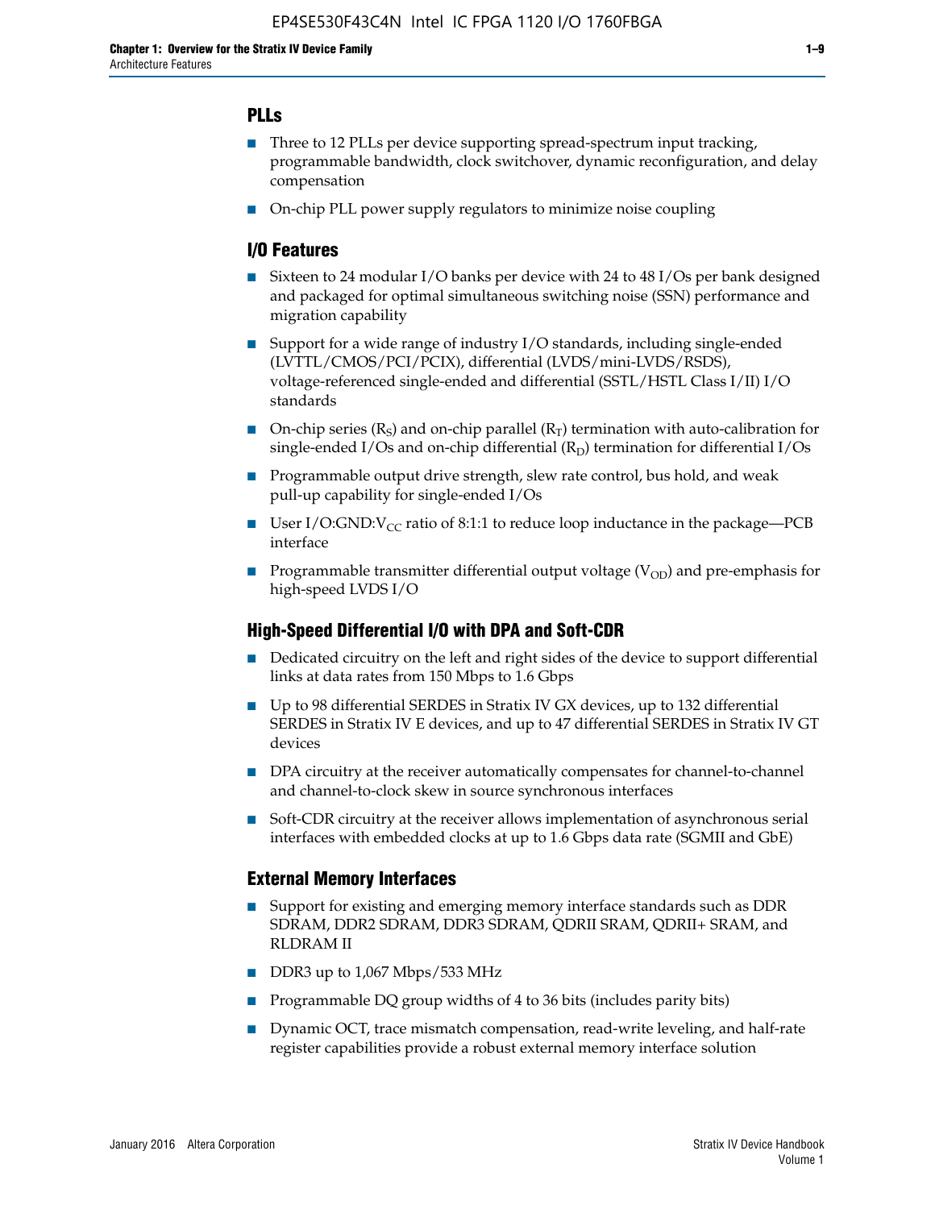### PLLs

- Three to 12 PLLs per device supporting spread-spectrum input tracking, programmable bandwidth, clock switchover, dynamic reconfiguration, and delay compensation
- On-chip PLL power supply regulators to minimize noise coupling

### I/O Features

- Sixteen to 24 modular I/O banks per device with 24 to 48 I/Os per bank designed and packaged for optimal simultaneous switching noise (SSN) performance and migration capability
- Support for a wide range of industry I/O standards, including single-ended (LVTTL/CMOS/PCI/PCIX), differential (LVDS/mini-LVDS/RSDS), voltage-referenced single-ended and differential (SSTL/HSTL Class I/II) I/O standards
- On-chip series ($R_S$) and on-chip parallel ($R_T$) termination with auto-calibration for single-ended I/Os and on-chip differential ($R_D$) termination for differential I/Os
- Programmable output drive strength, slew rate control, bus hold, and weak pull-up capability for single-ended I/Os
- User I/O:GND:$V_{CC}$ ratio of 8:1:1 to reduce loop inductance in the package—PCB interface
- Programmable transmitter differential output voltage ($V_{OD}$) and pre-emphasis for high-speed LVDS I/O

### High-Speed Differential I/O with DPA and Soft-CDR

- Dedicated circuitry on the left and right sides of the device to support differential links at data rates from 150 Mbps to 1.6 Gbps
- Up to 98 differential SERDES in Stratix IV GX devices, up to 132 differential SERDES in Stratix IV E devices, and up to 47 differential SERDES in Stratix IV GT devices
- DPA circuitry at the receiver automatically compensates for channel-to-channel and channel-to-clock skew in source synchronous interfaces
- Soft-CDR circuitry at the receiver allows implementation of asynchronous serial interfaces with embedded clocks at up to 1.6 Gbps data rate (SGMII and GbE)

### External Memory Interfaces

- Support for existing and emerging memory interface standards such as DDR SDRAM, DDR2 SDRAM, DDR3 SDRAM, QDRII SRAM, QDRII+ SRAM, and RLDRAM II
- DDR3 up to 1,067 Mbps/533 MHz
- Programmable DQ group widths of 4 to 36 bits (includes parity bits)
- Dynamic OCT, trace mismatch compensation, read-write leveling, and half-rate register capabilities provide a robust external memory interface solution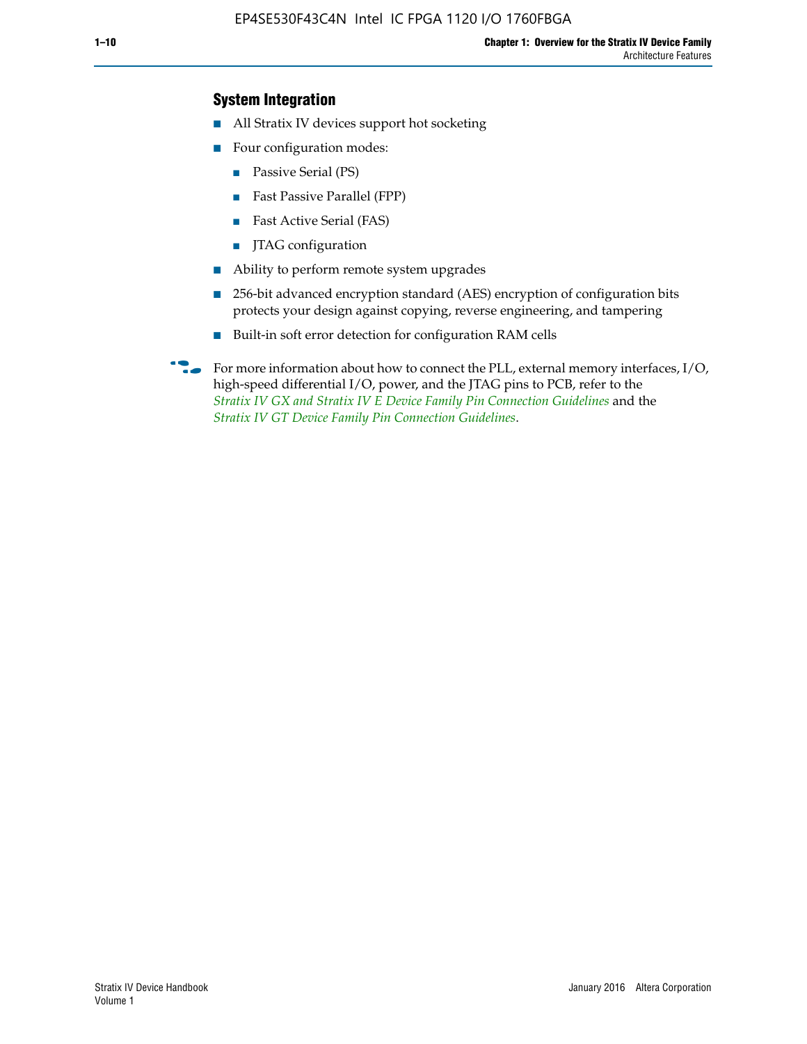### System Integration

- All Stratix IV devices support hot socketing
- Four configuration modes:
  - Passive Serial (PS)
  - Fast Passive Parallel (FPP)
  - Fast Active Serial (FAS)
  - JTAG configuration
- Ability to perform remote system upgrades
- 256-bit advanced encryption standard (AES) encryption of configuration bits protects your design against copying, reverse engineering, and tampering
- Built-in soft error detection for configuration RAM cells

For more information about how to connect the PLL, external memory interfaces, I/O, high-speed differential I/O, power, and the JTAG pins to PCB, refer to the *Stratix IV GX and Stratix IV E Device Family Pin Connection Guidelines* and the *Stratix IV GT Device Family Pin Connection Guidelines*.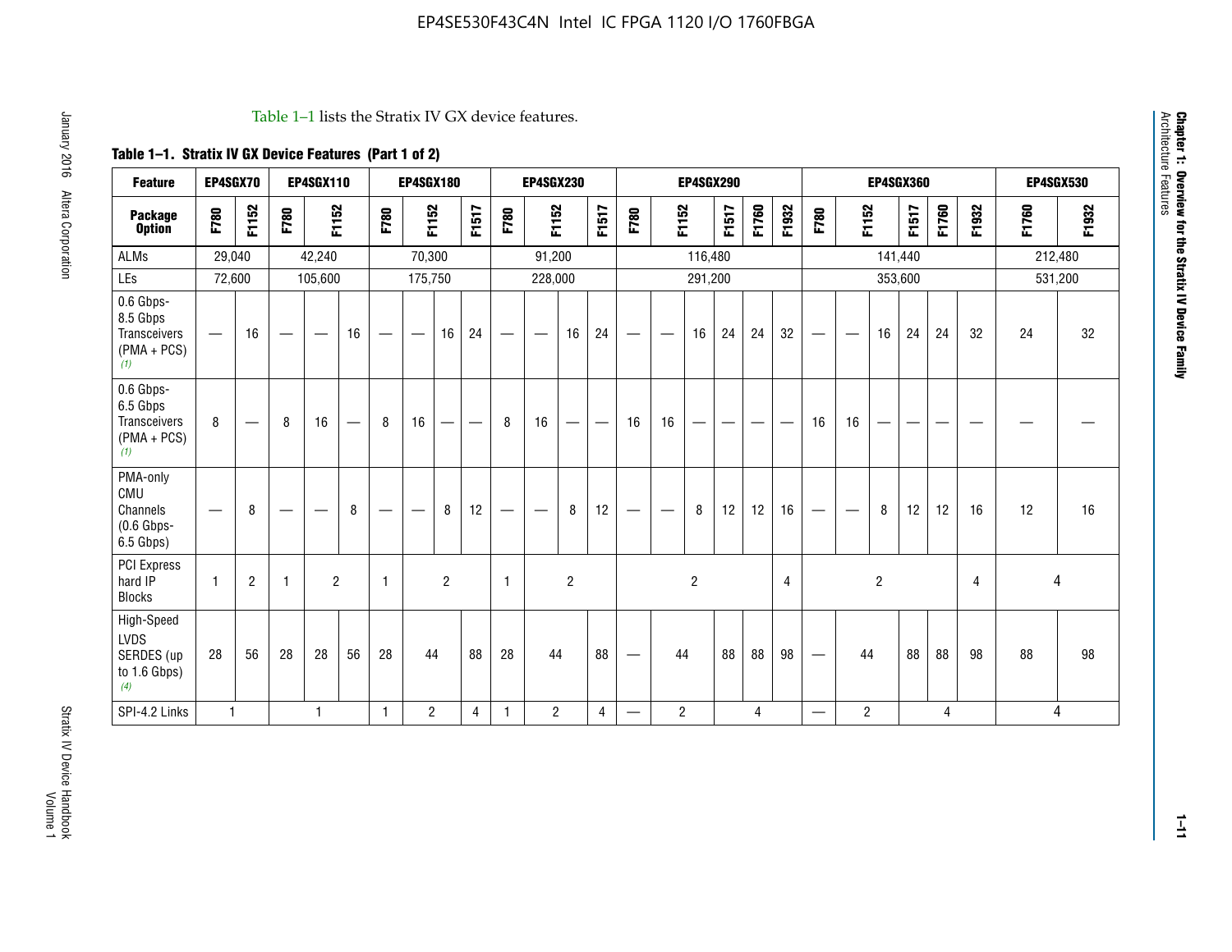Table 1–1 lists the Stratix IV GX device features.

**Table 1–1. Stratix IV GX Device Features (Part 1 of 2)**

| Feature | EP4SGX70 | | EP4SGX110 | | | EP4SGX180 | | | | EP4SGX230 | | | | EP4SGX290 | | | | | | EP4SGX360 | | | | | | EP4SGX530 | |
|---|---|---|---|---|---|---|---|---|---|---|---|---|---|---|---|---|---|---|---|---|---|---|---|---|---|---|---|
| **Package Option** | F780 | F1152 | F780 | F1152 | | F780 | F1152 | | F1517 | F780 | F1152 | | F1517 | F780 | F1152 | | F1517 | F1760 | F1932 | F780 | F1152 | | F1517 | F1760 | F1932 | F1760 | F1932 |
| ALMs | 29,040 | | 42,240 | | | 70,300 | | | | 91,200 | | | | 116,480 | | | | | | 141,440 | | | | | | 212,480 | |
| LEs | 72,600 | | 105,600 | | | 175,750 | | | | 228,000 | | | | 291,200 | | | | | | 353,600 | | | | | | 531,200 | |
| 0.6 Gbps-8.5 Gbps Transceivers (PMA + PCS) *(1)* | — | 16 | — | — | 16 | — | — | 16 | 24 | — | — | 16 | 24 | — | — | 16 | 24 | 24 | 32 | — | — | 16 | 24 | 24 | 32 | 24 | 32 |
| 0.6 Gbps-6.5 Gbps Transceivers (PMA + PCS) *(1)* | 8 | — | 8 | 16 | — | 8 | 16 | — | — | 8 | 16 | — | — | 16 | 16 | — | — | — | — | 16 | 16 | — | — | — | — | — | — |
| PMA-only CMU Channels (0.6 Gbps-6.5 Gbps) | — | 8 | — | — | 8 | — | — | 8 | 12 | — | — | 8 | 12 | — | — | 8 | 12 | 12 | 16 | — | — | 8 | 12 | 12 | 16 | 12 | 16 |
| PCI Express hard IP Blocks | 1 | 2 | 1 | 2 | | 1 | 2 | | | 1 | 2 | | | 2 | | | | | 4 | 2 | | | | | 4 | 4 | |
| High-Speed LVDS SERDES (up to 1.6 Gbps) *(4)* | 28 | 56 | 28 | 28 | 56 | 28 | 44 | | 88 | 28 | 44 | | 88 | — | 44 | | 88 | 88 | 98 | — | 44 | | 88 | 88 | 98 | 88 | 98 |
| SPI-4.2 Links | 1 | | 1 | | | 1 | 2 | | 4 | 1 | 2 | | 4 | — | 2 | | 4 | | | — | 2 | | 4 | | | 4 | |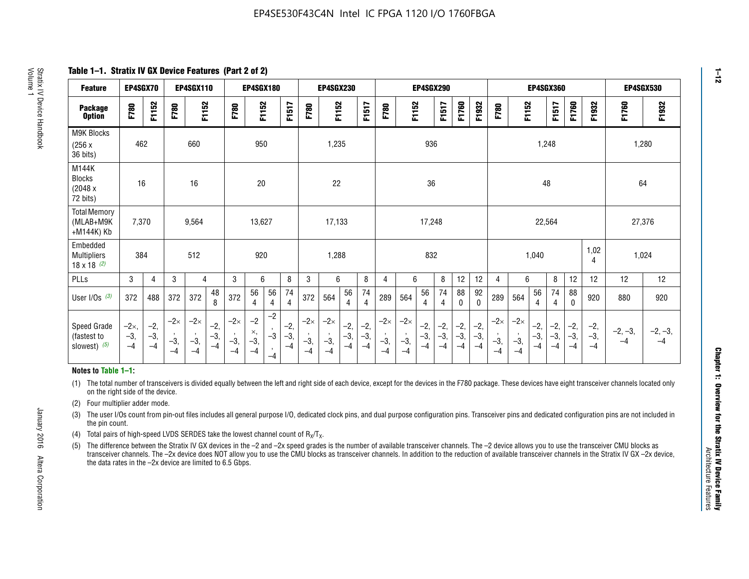**Table 1–1. Stratix IV GX Device Features (Part 2 of 2)**

| Feature | EP4SGX70 | | EP4SGX110 | | | EP4SGX180 | | | | EP4SGX230 | | | | EP4SGX290 | | | | | | EP4SGX360 | | | | | | EP4SGX530 | |
|---|---|---|---|---|---|---|---|---|---|---|---|---|---|---|---|---|---|---|---|---|---|---|---|---|---|---|---|
| Package Option | F780 | F1152 | F780 | F1152 | | F780 | F1152 | | F1517 | F780 | F1152 | | F1517 | F780 | F1152 | | F1517 | F1760 | F1932 | F780 | F1152 | | F1517 | F1760 | F1932 | F1760 | F1932 |
| M9K Blocks (256 x 36 bits) | 462 | | 660 | | | 950 | | | | 1,235 | | | | 936 | | | | | | 1,248 | | | | | | 1,280 | |
| M144K Blocks (2048 x 72 bits) | 16 | | 16 | | | 20 | | | | 22 | | | | 36 | | | | | | 48 | | | | | | 64 | |
| Total Memory (MLAB+M9K +M144K) Kb | 7,370 | | 9,564 | | | 13,627 | | | | 17,133 | | | | 17,248 | | | | | | 22,564 | | | | | | 27,376 | |
| Embedded Multipliers 18 x 18 (2) | 384 | | 512 | | | 920 | | | | 1,288 | | | | 832 | | | | | | 1,040 | | | | | 1,024 | 1,024 | |
| PLLs | 3 | 4 | 3 | 4 | | 3 | 6 | | 8 | 3 | 6 | | 8 | 4 | 6 | | 8 | 12 | 12 | 4 | 6 | | 8 | 12 | 12 | 12 | 12 |
| User I/Os (3) | 372 | 488 | 372 | 372 | 488 | 372 | 564 | 564 | 744 | 372 | 564 | 564 | 744 | 289 | 564 | 564 | 744 | 880 | 920 | 289 | 564 | 564 | 744 | 880 | 920 | 880 | 920 |
| Speed Grade (fastest to slowest) (5) | –2×, –3, –4 | –2, –3, –4 | –2×, –3, –4 | –2×, –3, –4 | –2, –3, –4 | –2×, –3, –4 | –2×, –3, –4 | –2, –3, –4 | –2, –3, –4 | –2×, –3, –4 | –2×, –3, –4 | –2, –3, –4 | –2, –3, –4 | –2×, –3, –4 | –2×, –3, –4 | –2, –3, –4 | –2, –3, –4 | –2, –3, –4 | –2, –3, –4 | –2×, –3, –4 | –2×, –3, –4 | –2, –3, –4 | –2, –3, –4 | –2, –3, –4 | –2, –3, –4 | –2, –3, –4 | –2, –3, –4 |

**Notes to Table 1–1:**

(1) The total number of transceivers is divided equally between the left and right side of each device, except for the devices in the F780 package. These devices have eight transceiver channels located only on the right side of the device.

(2) Four multiplier adder mode.

(3) The user I/Os count from pin-out files includes all general purpose I/O, dedicated clock pins, and dual purpose configuration pins. Transceiver pins and dedicated configuration pins are not included in the pin count.

(4) Total pairs of high-speed LVDS SERDES take the lowest channel count of $R_X/T_X$.

(5) The difference between the Stratix IV GX devices in the –2 and –2x speed grades is the number of available transceiver channels. The –2 device allows you to use the transceiver CMU blocks as transceiver channels. The –2x device does NOT allow you to use the CMU blocks as transceiver channels. In addition to the reduction of available transceiver channels in the Stratix IV GX –2x device, the data rates in the –2x device are limited to 6.5 Gbps.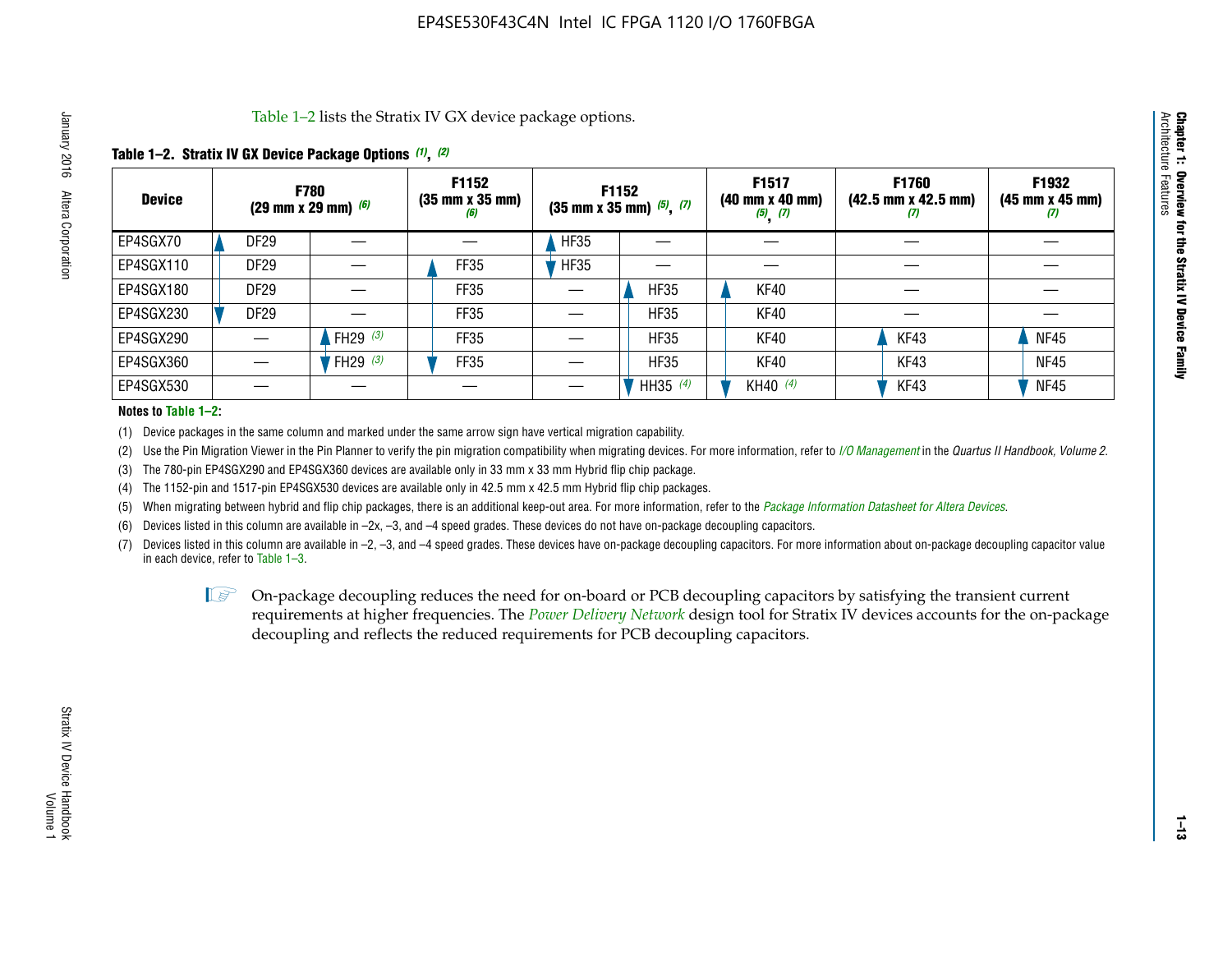Table 1–2 lists the Stratix IV GX device package options.

**Table 1–2. Stratix IV GX Device Package Options (1), (2)**

| Device | F780 (29 mm x 29 mm) (6) | | F1152 (35 mm x 35 mm) (6) | F1152 (35 mm x 35 mm) (5), (7) | | F1517 (40 mm x 40 mm) (5), (7) | F1760 (42.5 mm x 42.5 mm) (7) | F1932 (45 mm x 45 mm) (7) |
|---|---|---|---|---|---|---|---|---|
| EP4SGX70 | DF29 | — | — | HF35 | — | — | — | — |
| EP4SGX110 | DF29 | — | FF35 | HF35 | — | — | — | — |
| EP4SGX180 | DF29 | — | FF35 | — | HF35 | KF40 | — | — |
| EP4SGX230 | DF29 | — | FF35 | — | HF35 | KF40 | — | — |
| EP4SGX290 | — | FH29 (3) | FF35 | — | HF35 | KF40 | KF43 | NF45 |
| EP4SGX360 | — | FH29 (3) | FF35 | — | HF35 | KF40 | KF43 | NF45 |
| EP4SGX530 | — | — | — | — | HH35 (4) | KH40 (4) | KF43 | NF45 |

**Notes to Table 1–2:**

(1) Device packages in the same column and marked under the same arrow sign have vertical migration capability.

(2) Use the Pin Migration Viewer in the Pin Planner to verify the pin migration compatibility when migrating devices. For more information, refer to *I/O Management* in the *Quartus II Handbook, Volume 2*.

(3) The 780-pin EP4SGX290 and EP4SGX360 devices are available only in 33 mm x 33 mm Hybrid flip chip package.

(4) The 1152-pin and 1517-pin EP4SGX530 devices are available only in 42.5 mm x 42.5 mm Hybrid flip chip packages.

(5) When migrating between hybrid and flip chip packages, there is an additional keep-out area. For more information, refer to the *Package Information Datasheet for Altera Devices*.

(6) Devices listed in this column are available in –2x, –3, and –4 speed grades. These devices do not have on-package decoupling capacitors.

(7) Devices listed in this column are available in –2, –3, and –4 speed grades. These devices have on-package decoupling capacitors. For more information about on-package decoupling capacitor value in each device, refer to Table 1–3.

On-package decoupling reduces the need for on-board or PCB decoupling capacitors by satisfying the transient current requirements at higher frequencies. The *Power Delivery Network* design tool for Stratix IV devices accounts for the on-package decoupling and reflects the reduced requirements for PCB decoupling capacitors.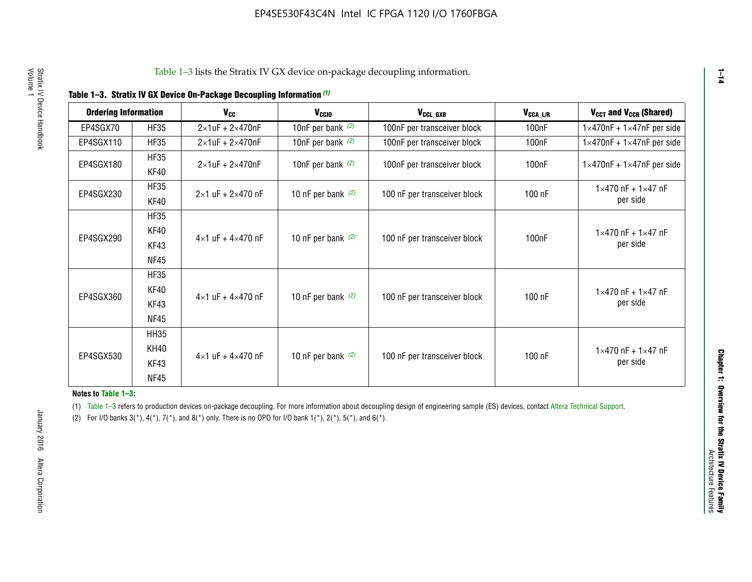Table 1–3 lists the Stratix IV GX device on-package decoupling information.

**Table 1–3. Stratix IV GX Device On-Package Decoupling Information (1)**

| Ordering Information | | $V_{CC}$ | $V_{CCIO}$ | $V_{CCL\_GXB}$ | $V_{CCA\_L/R}$ | $V_{CCT}$ and $V_{CCR}$ (Shared) |
|---|---|---|---|---|---|---|
| EP4SGX70 | HF35 | 2×1uF + 2×470nF | 10nF per bank (2) | 100nF per transceiver block | 100nF | 1×470nF + 1×47nF per side |
| EP4SGX110 | HF35 | 2×1uF + 2×470nF | 10nF per bank (2) | 100nF per transceiver block | 100nF | 1×470nF + 1×47nF per side |
| EP4SGX180 | HF35<br>KF40 | 2×1uF + 2×470nF | 10nF per bank (2) | 100nF per transceiver block | 100nF | 1×470nF + 1×47nF per side |
| EP4SGX230 | HF35<br>KF40 | 2×1 uF + 2×470 nF | 10 nF per bank (2) | 100 nF per transceiver block | 100 nF | 1×470 nF + 1×47 nF per side |
| EP4SGX290 | HF35<br>KF40<br>KF43<br>NF45 | 4×1 uF + 4×470 nF | 10 nF per bank (2) | 100 nF per transceiver block | 100nF | 1×470 nF + 1×47 nF per side |
| EP4SGX360 | HF35<br>KF40<br>KF43<br>NF45 | 4×1 uF + 4×470 nF | 10 nF per bank (2) | 100 nF per transceiver block | 100 nF | 1×470 nF + 1×47 nF per side |
| EP4SGX530 | HH35<br>KH40<br>KF43<br>NF45 | 4×1 uF + 4×470 nF | 10 nF per bank (2) | 100 nF per transceiver block | 100 nF | 1×470 nF + 1×47 nF per side |

**Notes to Table 1–3:**

(1) Table 1–3 refers to production devices on-package decoupling. For more information about decoupling design of engineering sample (ES) devices, contact Altera Technical Support.

(2) For I/O banks 3(*), 4(*), 7(*), and 8(*) only. There is no OPD for I/O bank 1(*), 2(*), 5(*), and 6(*).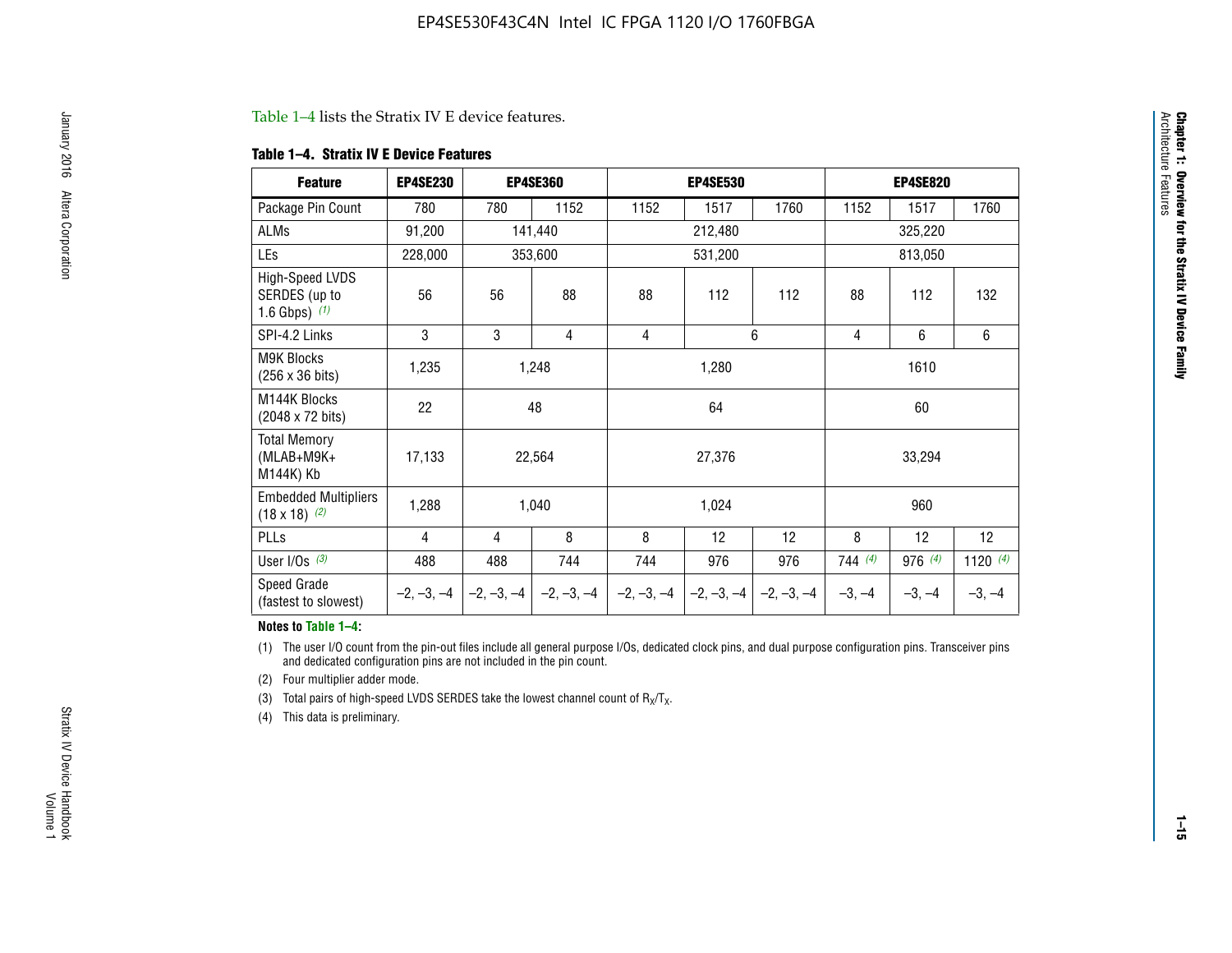Table 1–4 lists the Stratix IV E device features.

**Table 1–4. Stratix IV E Device Features**

| Feature | EP4SE230 | EP4SE360 | | EP4SE530 | | | EP4SE820 | | |
|---|---|---|---|---|---|---|---|---|---|
| Package Pin Count | 780 | 780 | 1152 | 1152 | 1517 | 1760 | 1152 | 1517 | 1760 |
| ALMs | 91,200 | 141,440 | | 212,480 | | | 325,220 | | |
| LEs | 228,000 | 353,600 | | 531,200 | | | 813,050 | | |
| High-Speed LVDS SERDES (up to 1.6 Gbps) (1) | 56 | 56 | 88 | 88 | 112 | 112 | 88 | 112 | 132 |
| SPI-4.2 Links | 3 | 3 | 4 | 4 | 6 | | 4 | 6 | 6 |
| M9K Blocks (256 x 36 bits) | 1,235 | 1,248 | | 1,280 | | | 1610 | | |
| M144K Blocks (2048 x 72 bits) | 22 | 48 | | 64 | | | 60 | | |
| Total Memory (MLAB+M9K+ M144K) Kb | 17,133 | 22,564 | | 27,376 | | | 33,294 | | |
| Embedded Multipliers (18 x 18) (2) | 1,288 | 1,040 | | 1,024 | | | 960 | | |
| PLLs | 4 | 4 | 8 | 8 | 12 | 12 | 8 | 12 | 12 |
| User I/Os (3) | 488 | 488 | 744 | 744 | 976 | 976 | 744 (4) | 976 (4) | 1120 (4) |
| Speed Grade (fastest to slowest) | –2, –3, –4 | –2, –3, –4 | –2, –3, –4 | –2, –3, –4 | –2, –3, –4 | –2, –3, –4 | –3, –4 | –3, –4 | –3, –4 |

**Notes to Table 1–4:**

(1) The user I/O count from the pin-out files include all general purpose I/Os, dedicated clock pins, and dual purpose configuration pins. Transceiver pins and dedicated configuration pins are not included in the pin count.

(2) Four multiplier adder mode.

(3) Total pairs of high-speed LVDS SERDES take the lowest channel count of $R_X/T_X$.

(4) This data is preliminary.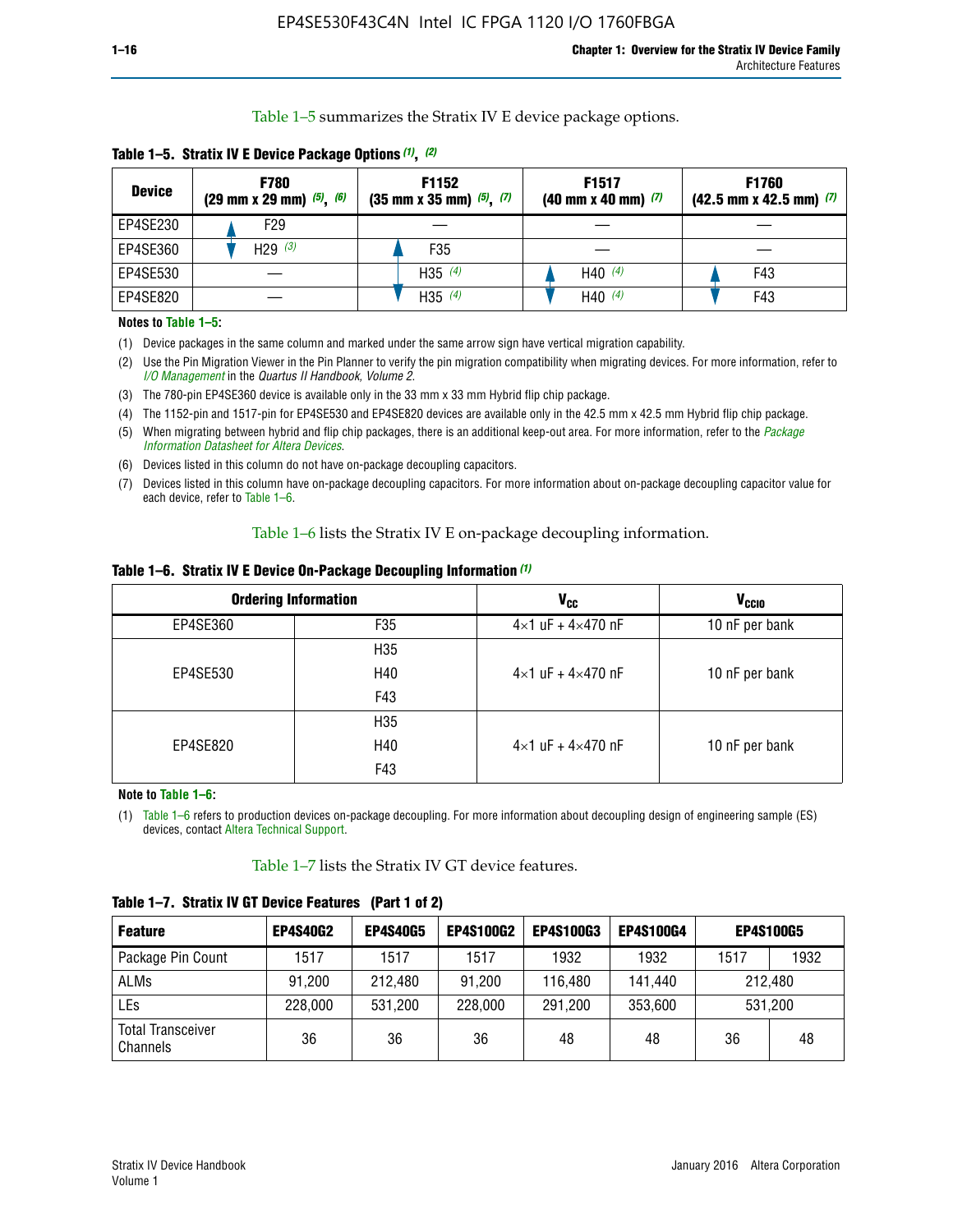Table 1–5 summarizes the Stratix IV E device package options.

**Table 1–5. Stratix IV E Device Package Options (1), (2)**

| Device | F780 (29 mm x 29 mm) (5), (6) | F1152 (35 mm x 35 mm) (5), (7) | F1517 (40 mm x 40 mm) (7) | F1760 (42.5 mm x 42.5 mm) (7) |
|---|---|---|---|---|
| EP4SE230 | F29 | — | — | — |
| EP4SE360 | H29 (3) | F35 | — | — |
| EP4SE530 | — | H35 (4) | H40 (4) | F43 |
| EP4SE820 | — | H35 (4) | H40 (4) | F43 |

**Notes to Table 1–5:**

(1) Device packages in the same column and marked under the same arrow sign have vertical migration capability.

(2) Use the Pin Migration Viewer in the Pin Planner to verify the pin migration compatibility when migrating devices. For more information, refer to *I/O Management* in the *Quartus II Handbook, Volume 2*.

(3) The 780-pin EP4SE360 device is available only in the 33 mm x 33 mm Hybrid flip chip package.

(4) The 1152-pin and 1517-pin for EP4SE530 and EP4SE820 devices are available only in the 42.5 mm x 42.5 mm Hybrid flip chip package.

(5) When migrating between hybrid and flip chip packages, there is an additional keep-out area. For more information, refer to the *Package Information Datasheet for Altera Devices*.

(6) Devices listed in this column do not have on-package decoupling capacitors.

(7) Devices listed in this column have on-package decoupling capacitors. For more information about on-package decoupling capacitor value for each device, refer to Table 1–6.

Table 1–6 lists the Stratix IV E on-package decoupling information.

**Table 1–6. Stratix IV E Device On-Package Decoupling Information (1)**

| Ordering Information | | $V_{CC}$ | $V_{CCIO}$ |
|---|---|---|---|
| EP4SE360 | F35 | 4×1 uF + 4×470 nF | 10 nF per bank |
| EP4SE530 | H35 | 4×1 uF + 4×470 nF | 10 nF per bank |
| | H40 | | |
| | F43 | | |
| EP4SE820 | H35 | 4×1 uF + 4×470 nF | 10 nF per bank |
| | H40 | | |
| | F43 | | |

**Note to Table 1–6:**

(1) Table 1–6 refers to production devices on-package decoupling. For more information about decoupling design of engineering sample (ES) devices, contact Altera Technical Support.

Table 1–7 lists the Stratix IV GT device features.

**Table 1–7. Stratix IV GT Device Features (Part 1 of 2)**

| Feature | EP4S40G2 | EP4S40G5 | EP4S100G2 | EP4S100G3 | EP4S100G4 | EP4S100G5 | |
|---|---|---|---|---|---|---|---|
| Package Pin Count | 1517 | 1517 | 1517 | 1932 | 1932 | 1517 | 1932 |
| ALMs | 91,200 | 212,480 | 91,200 | 116,480 | 141,440 | 212,480 | |
| LEs | 228,000 | 531,200 | 228,000 | 291,200 | 353,600 | 531,200 | |
| Total Transceiver Channels | 36 | 36 | 36 | 48 | 48 | 36 | 48 |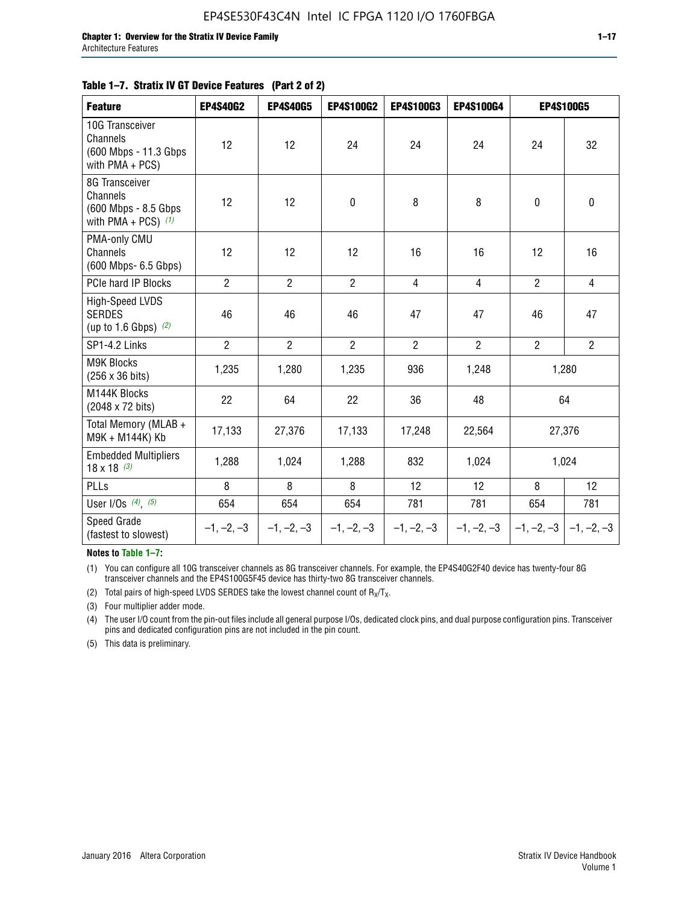**Table 1–7. Stratix IV GT Device Features (Part 2 of 2)**

| Feature | EP4S40G2 | EP4S40G5 | EP4S100G2 | EP4S100G3 | EP4S100G4 | EP4S100G5 | |
|---|---|---|---|---|---|---|---|
| 10G Transceiver Channels (600 Mbps - 11.3 Gbps with PMA + PCS) | 12 | 12 | 24 | 24 | 24 | 24 | 32 |
| 8G Transceiver Channels (600 Mbps - 8.5 Gbps with PMA + PCS) (1) | 12 | 12 | 0 | 8 | 8 | 0 | 0 |
| PMA-only CMU Channels (600 Mbps- 6.5 Gbps) | 12 | 12 | 12 | 16 | 16 | 12 | 16 |
| PCIe hard IP Blocks | 2 | 2 | 2 | 4 | 4 | 2 | 4 |
| High-Speed LVDS SERDES (up to 1.6 Gbps) (2) | 46 | 46 | 46 | 47 | 47 | 46 | 47 |
| SP1-4.2 Links | 2 | 2 | 2 | 2 | 2 | 2 | 2 |
| M9K Blocks (256 x 36 bits) | 1,235 | 1,280 | 1,235 | 936 | 1,248 | 1,280 | |
| M144K Blocks (2048 x 72 bits) | 22 | 64 | 22 | 36 | 48 | 64 | |
| Total Memory (MLAB + M9K + M144K) Kb | 17,133 | 27,376 | 17,133 | 17,248 | 22,564 | 27,376 | |
| Embedded Multipliers 18 x 18 (3) | 1,288 | 1,024 | 1,288 | 832 | 1,024 | 1,024 | |
| PLLs | 8 | 8 | 8 | 12 | 12 | 8 | 12 |
| User I/Os (4), (5) | 654 | 654 | 654 | 781 | 781 | 654 | 781 |
| Speed Grade (fastest to slowest) | –1, –2, –3 | –1, –2, –3 | –1, –2, –3 | –1, –2, –3 | –1, –2, –3 | –1, –2, –3 | –1, –2, –3 |

**Notes to Table 1–7:**

(1) You can configure all 10G transceiver channels as 8G transceiver channels. For example, the EP4S40G2F40 device has twenty-four 8G transceiver channels and the EP4S100G5F45 device has thirty-two 8G transceiver channels.

(2) Total pairs of high-speed LVDS SERDES take the lowest channel count of $R_X/T_X$.

(3) Four multiplier adder mode.

(4) The user I/O count from the pin-out files include all general purpose I/Os, dedicated clock pins, and dual purpose configuration pins. Transceiver pins and dedicated configuration pins are not included in the pin count.

(5) This data is preliminary.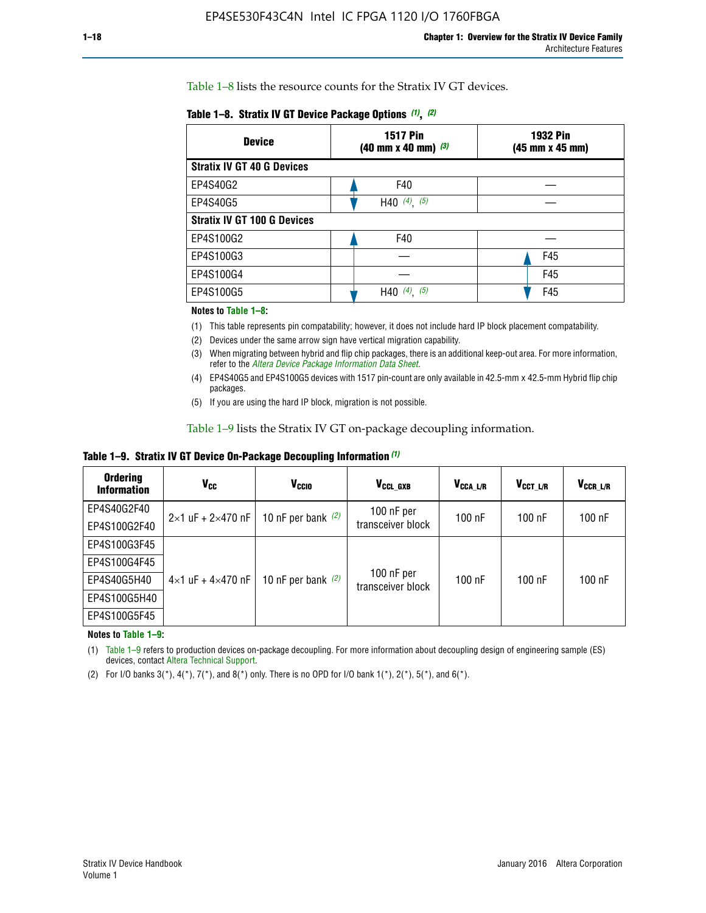Table 1–8 lists the resource counts for the Stratix IV GT devices.

**Table 1–8. Stratix IV GT Device Package Options (1), (2)**

| Device | 1517 Pin (40 mm x 40 mm) (3) | 1932 Pin (45 mm x 45 mm) |
|---|---|---|
| **Stratix IV GT 40 G Devices** | | |
| EP4S40G2 | F40 | — |
| EP4S40G5 | H40 (4), (5) | — |
| **Stratix IV GT 100 G Devices** | | |
| EP4S100G2 | F40 | — |
| EP4S100G3 | — | F45 |
| EP4S100G4 | — | F45 |
| EP4S100G5 | H40 (4), (5) | F45 |

**Notes to Table 1–8:**

(1) This table represents pin compatability; however, it does not include hard IP block placement compatability.

(2) Devices under the same arrow sign have vertical migration capability.

(3) When migrating between hybrid and flip chip packages, there is an additional keep-out area. For more information, refer to the *Altera Device Package Information Data Sheet*.

(4) EP4S40G5 and EP4S100G5 devices with 1517 pin-count are only available in 42.5-mm x 42.5-mm Hybrid flip chip packages.

(5) If you are using the hard IP block, migration is not possible.

Table 1–9 lists the Stratix IV GT on-package decoupling information.

**Table 1–9. Stratix IV GT Device On-Package Decoupling Information (1)**

| Ordering Information | $V_{CC}$ | $V_{CCIO}$ | $V_{CCL\_GXB}$ | $V_{CCA\_L/R}$ | $V_{CCT\_L/R}$ | $V_{CCR\_L/R}$ |
|---|---|---|---|---|---|---|
| EP4S40G2F40 | 2×1 uF + 2×470 nF | 10 nF per bank (2) | 100 nF per transceiver block | 100 nF | 100 nF | 100 nF |
| EP4S100G2F40 | | | | | | |
| EP4S100G3F45 | 4×1 uF + 4×470 nF | 10 nF per bank (2) | 100 nF per transceiver block | 100 nF | 100 nF | 100 nF |
| EP4S100G4F45 | | | | | | |
| EP4S40G5H40 | | | | | | |
| EP4S100G5H40 | | | | | | |
| EP4S100G5F45 | | | | | | |

**Notes to Table 1–9:**

(1) Table 1–9 refers to production devices on-package decoupling. For more information about decoupling design of engineering sample (ES) devices, contact Altera Technical Support.

(2) For I/O banks 3(*), 4(*), 7(*), and 8(*) only. There is no OPD for I/O bank 1(*), 2(*), 5(*), and 6(*).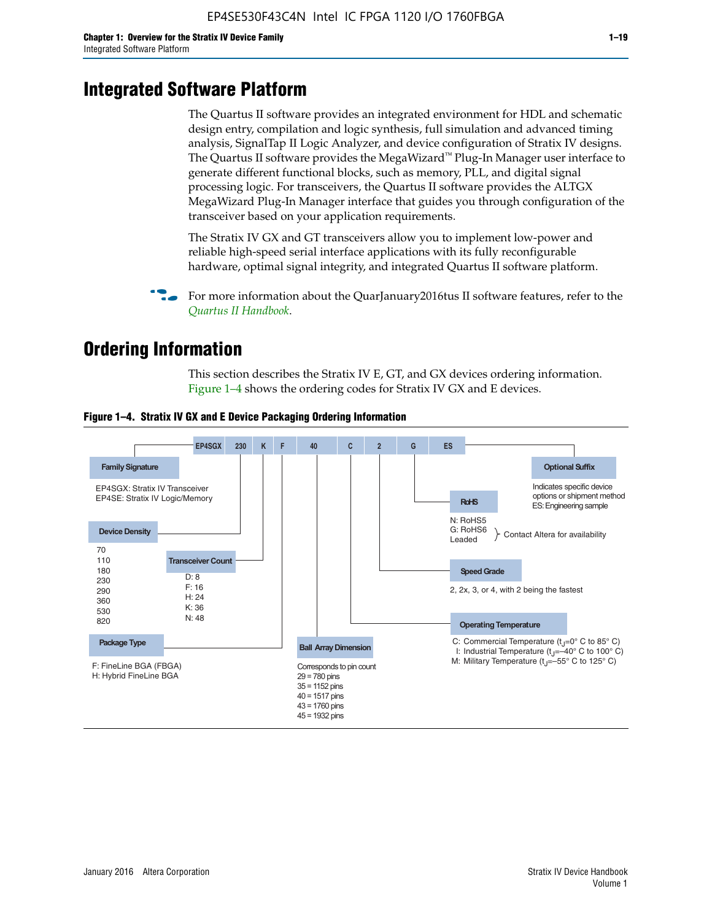# Integrated Software Platform

The Quartus II software provides an integrated environment for HDL and schematic design entry, compilation and logic synthesis, full simulation and advanced timing analysis, SignalTap II Logic Analyzer, and device configuration of Stratix IV designs. The Quartus II software provides the MegaWizard™ Plug-In Manager user interface to generate different functional blocks, such as memory, PLL, and digital signal processing logic. For transceivers, the Quartus II software provides the ALTGX MegaWizard Plug-In Manager interface that guides you through configuration of the transceiver based on your application requirements.

The Stratix IV GX and GT transceivers allow you to implement low-power and reliable high-speed serial interface applications with its fully reconfigurable hardware, optimal signal integrity, and integrated Quartus II software platform.

For more information about the QuarJanuary2016tus II software features, refer to the *Quartus II Handbook*.

# Ordering Information

This section describes the Stratix IV E, GT, and GX devices ordering information. Figure 1–4 shows the ordering codes for Stratix IV GX and E devices.

**Figure 1–4. Stratix IV GX and E Device Packaging Ordering Information**

EP4SGX | 230 | K | F | 40 | C | 2 | G | ES

- **Family Signature**
  - EP4SGX: Stratix IV Transceiver
  - EP4SE: Stratix IV Logic/Memory
- **Device Density**
  - 70, 110, 180, 230, 290, 360, 530, 820
- **Transceiver Count**
  - D: 8
  - F: 16
  - H: 24
  - K: 36
  - N: 48
- **Package Type**
  - F: FineLine BGA (FBGA)
  - H: Hybrid FineLine BGA
- **Ball Array Dimension**
  - Corresponds to pin count
  - 29 = 780 pins
  - 35 = 1152 pins
  - 40 = 1517 pins
  - 43 = 1760 pins
  - 45 = 1932 pins
- **Operating Temperature**
  - C: Commercial Temperature ($t_J$=0° C to 85° C)
  - I: Industrial Temperature ($t_J$=–40° C to 100° C)
  - M: Military Temperature ($t_J$=–55° C to 125° C)
- **Speed Grade**
  - 2, 2x, 3, or 4, with 2 being the fastest
- **RoHS**
  - N: RoHS5
  - G: RoHS6
  - Leaded
  - (RoHS6 and Leaded: Contact Altera for availability)
- **Optional Suffix**
  - Indicates specific device options or shipment method
  - ES: Engineering sample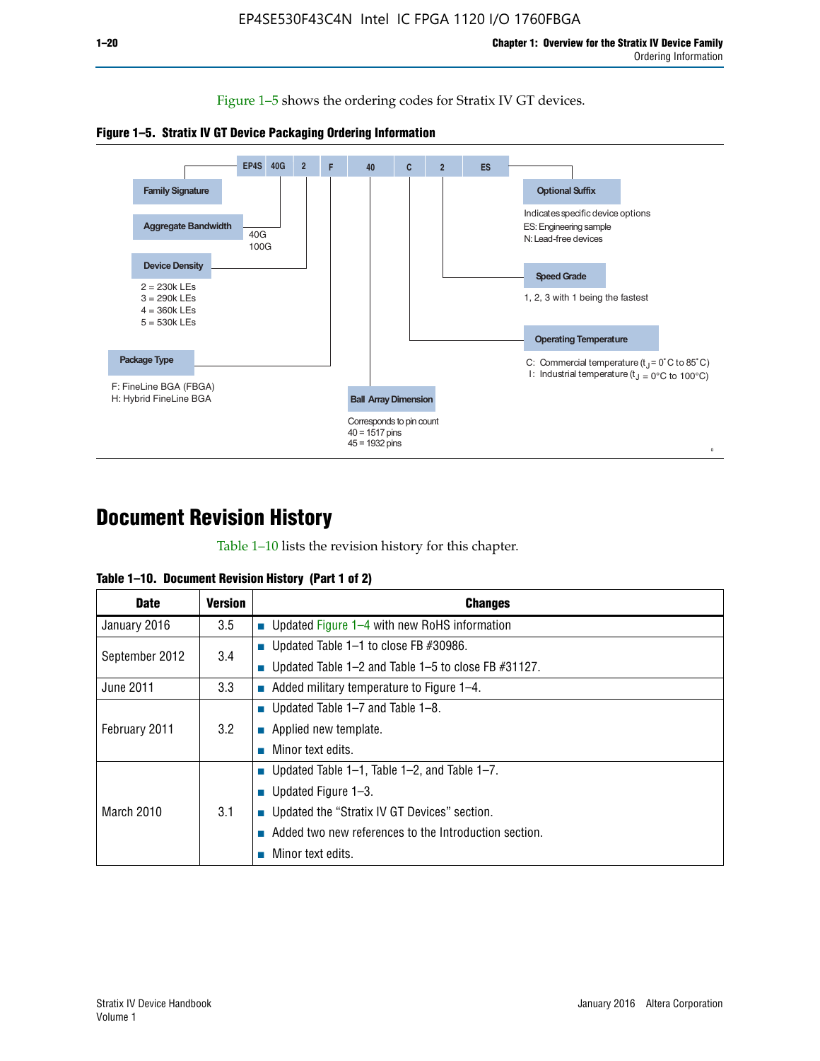Figure 1–5 shows the ordering codes for Stratix IV GT devices.

**Figure 1–5. Stratix IV GT Device Packaging Ordering Information**

EP4S 40G 2 F 40 C 2 ES

- **Family Signature**
- **Aggregate Bandwidth**
  - 40G
  - 100G
- **Device Density**
  - 2 = 230k LEs
  - 3 = 290k LEs
  - 4 = 360k LEs
  - 5 = 530k LEs
- **Package Type**
  - F: FineLine BGA (FBGA)
  - H: Hybrid FineLine BGA
- **Ball Array Dimension**
  - Corresponds to pin count
  - 40 = 1517 pins
  - 45 = 1932 pins
- **Operating Temperature**
  - C: Commercial temperature ($t_J$ = 0˚C to 85˚C)
  - I: Industrial temperature ($t_J$ = 0°C to 100°C)
- **Speed Grade**
  - 1, 2, 3 with 1 being the fastest
- **Optional Suffix**
  - Indicates specific device options
  - ES: Engineering sample
  - N: Lead-free devices

# Document Revision History

Table 1–10 lists the revision history for this chapter.

**Table 1–10. Document Revision History (Part 1 of 2)**

| Date | Version | Changes |
|---|---|---|
| January 2016 | 3.5 | ■ Updated Figure 1–4 with new RoHS information |
| September 2012 | 3.4 | ■ Updated Table 1–1 to close FB #30986.<br>■ Updated Table 1–2 and Table 1–5 to close FB #31127. |
| June 2011 | 3.3 | ■ Added military temperature to Figure 1–4. |
| February 2011 | 3.2 | ■ Updated Table 1–7 and Table 1–8.<br>■ Applied new template.<br>■ Minor text edits. |
| March 2010 | 3.1 | ■ Updated Table 1–1, Table 1–2, and Table 1–7.<br>■ Updated Figure 1–3.<br>■ Updated the “Stratix IV GT Devices” section.<br>■ Added two new references to the Introduction section.<br>■ Minor text edits. |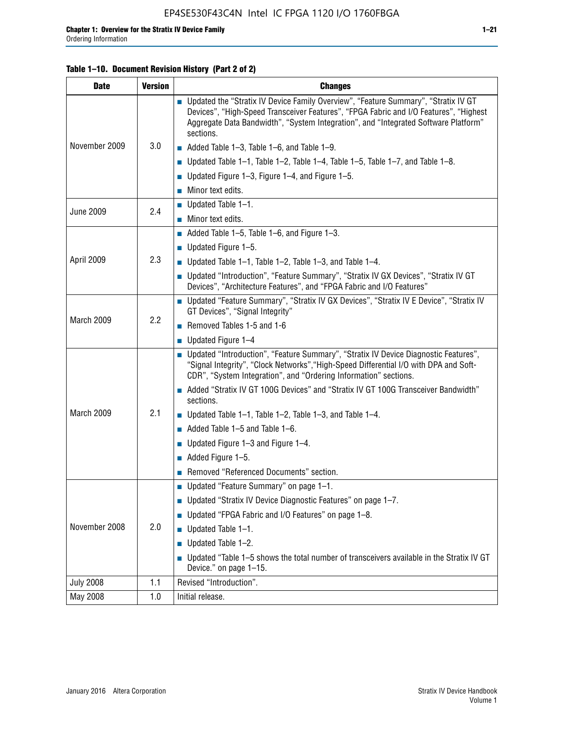**Table 1–10. Document Revision History (Part 2 of 2)**

| Date | Version | Changes |
|---|---|---|
| November 2009 | 3.0 | ■ Updated the "Stratix IV Device Family Overview", "Feature Summary", "Stratix IV GT Devices", "High-Speed Transceiver Features", "FPGA Fabric and I/O Features", "Highest Aggregate Data Bandwidth", "System Integration", and "Integrated Software Platform" sections.<br>■ Added Table 1–3, Table 1–6, and Table 1–9.<br>■ Updated Table 1–1, Table 1–2, Table 1–4, Table 1–5, Table 1–7, and Table 1–8.<br>■ Updated Figure 1–3, Figure 1–4, and Figure 1–5.<br>■ Minor text edits. |
| June 2009 | 2.4 | ■ Updated Table 1–1.<br>■ Minor text edits. |
| April 2009 | 2.3 | ■ Added Table 1–5, Table 1–6, and Figure 1–3.<br>■ Updated Figure 1–5.<br>■ Updated Table 1–1, Table 1–2, Table 1–3, and Table 1–4.<br>■ Updated "Introduction", "Feature Summary", "Stratix IV GX Devices", "Stratix IV GT Devices", "Architecture Features", and "FPGA Fabric and I/O Features" |
| March 2009 | 2.2 | ■ Updated "Feature Summary", "Stratix IV GX Devices", "Stratix IV E Device", "Stratix IV GT Devices", "Signal Integrity"<br>■ Removed Tables 1-5 and 1-6<br>■ Updated Figure 1–4 |
| March 2009 | 2.1 | ■ Updated "Introduction", "Feature Summary", "Stratix IV Device Diagnostic Features", "Signal Integrity", "Clock Networks","High-Speed Differential I/O with DPA and Soft-CDR", "System Integration", and "Ordering Information" sections.<br>■ Added "Stratix IV GT 100G Devices" and "Stratix IV GT 100G Transceiver Bandwidth" sections.<br>■ Updated Table 1–1, Table 1–2, Table 1–3, and Table 1–4.<br>■ Added Table 1–5 and Table 1–6.<br>■ Updated Figure 1–3 and Figure 1–4.<br>■ Added Figure 1–5.<br>■ Removed "Referenced Documents" section. |
| November 2008 | 2.0 | ■ Updated "Feature Summary" on page 1–1.<br>■ Updated "Stratix IV Device Diagnostic Features" on page 1–7.<br>■ Updated "FPGA Fabric and I/O Features" on page 1–8.<br>■ Updated Table 1–1.<br>■ Updated Table 1–2.<br>■ Updated "Table 1–5 shows the total number of transceivers available in the Stratix IV GT Device." on page 1–15. |
| July 2008 | 1.1 | Revised "Introduction". |
| May 2008 | 1.0 | Initial release. |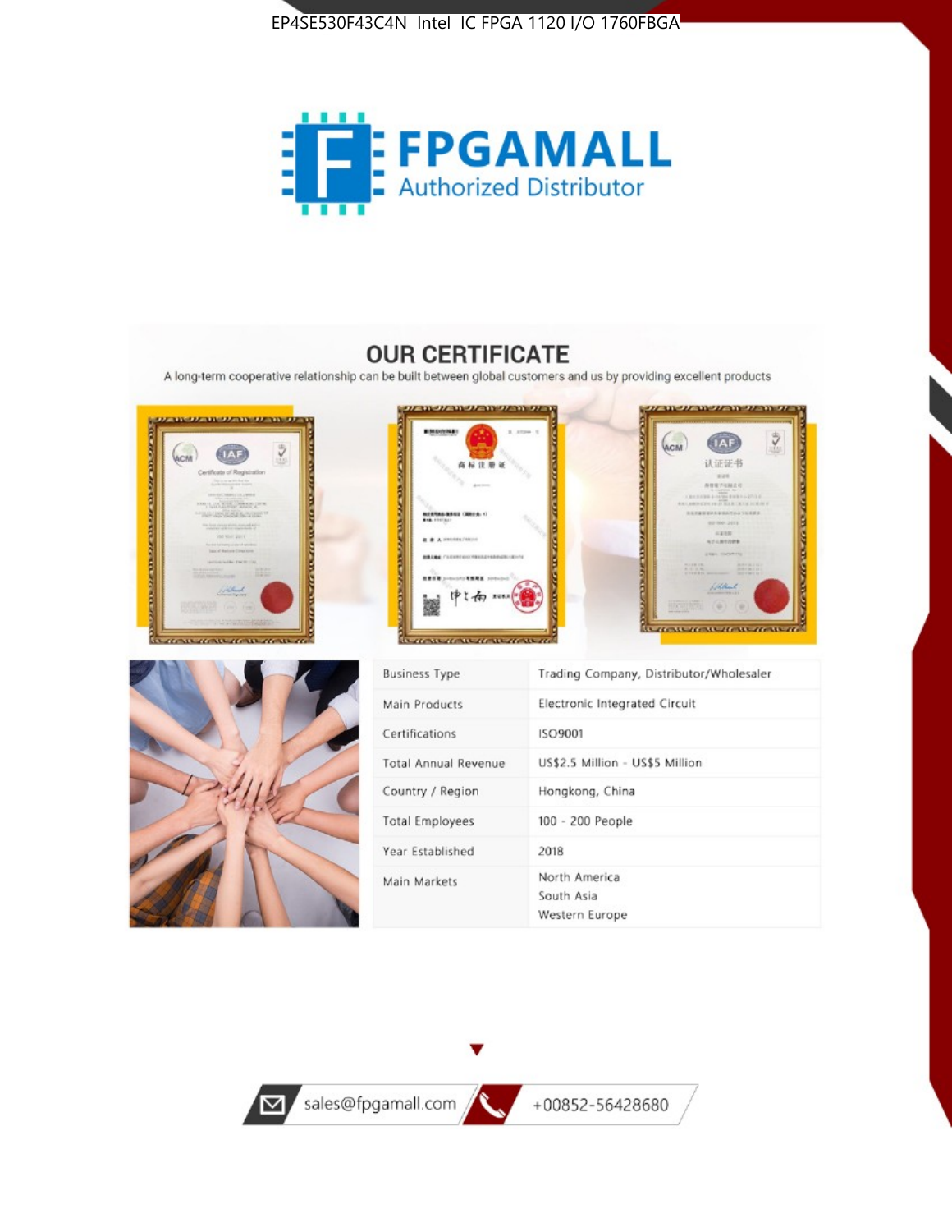FPGAMALL

Authorized Distributor

## OUR CERTIFICATE

A long-term cooperative relationship can be built between global customers and us by providing excellent products

| | |
|---|---|
| Business Type | Trading Company, Distributor/Wholesaler |
| Main Products | Electronic Integrated Circuit |
| Certifications | ISO9001 |
| Total Annual Revenue | US$2.5 Million - US$5 Million |
| Country / Region | Hongkong, China |
| Total Employees | 100 - 200 People |
| Year Established | 2018 |
| Main Markets | North America<br>South Asia<br>Western Europe |

sales@fpgamall.com

+00852-56428680